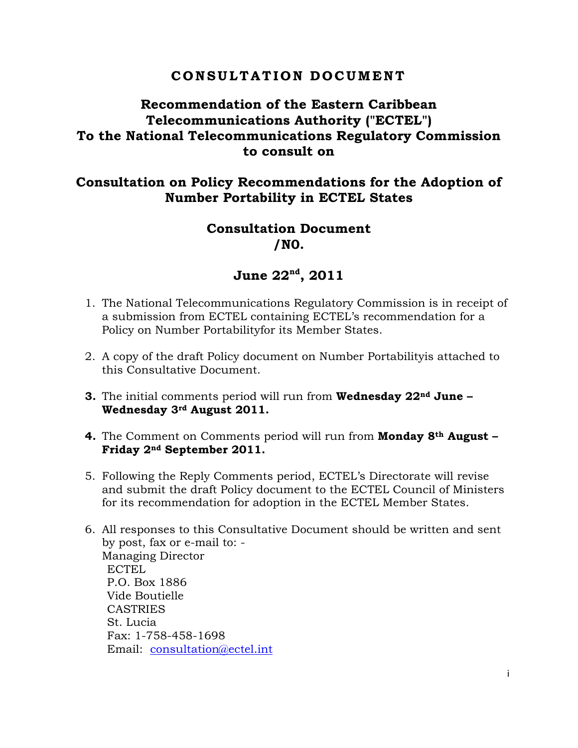# CONSULTATION DOCUMENT

## Recommendation of the Eastern Caribbean Telecommunications Authority ("ECTEL") To the National Telecommunications Regulatory Commission to consult on

## Consultation on Policy Recommendations for the Adoption of Number Portability in ECTEL States

## Consultation Document /NO.

## June 22nd, 2011

1. The National Telecommunications Regulatory Commission is in receipt of a submission from ECTEL containing ECTEL's recommendation for a Policy on Number Portabilityfor its Member States.

2. A copy of the draft Policy document on Number Portabilityis attached to this Consultative Document.

3. The initial comments period will run from **Wednesday 22nd June – Wednesday 3rd August 2011.**

4. The Comment on Comments period will run from **Monday 8th August – Friday 2nd September 2011.**

5. Following the Reply Comments period, ECTEL's Directorate will revise and submit the draft Policy document to the ECTEL Council of Ministers for its recommendation for adoption in the ECTEL Member States.

6. All responses to this Consultative Document should be written and sent by post, fax or e-mail to: -
   Managing Director
   ECTEL
   P.O. Box 1886
   Vide Boutielle
   CASTRIES
   St. Lucia
   Fax: 1-758-458-1698
   Email: consultation@ectel.int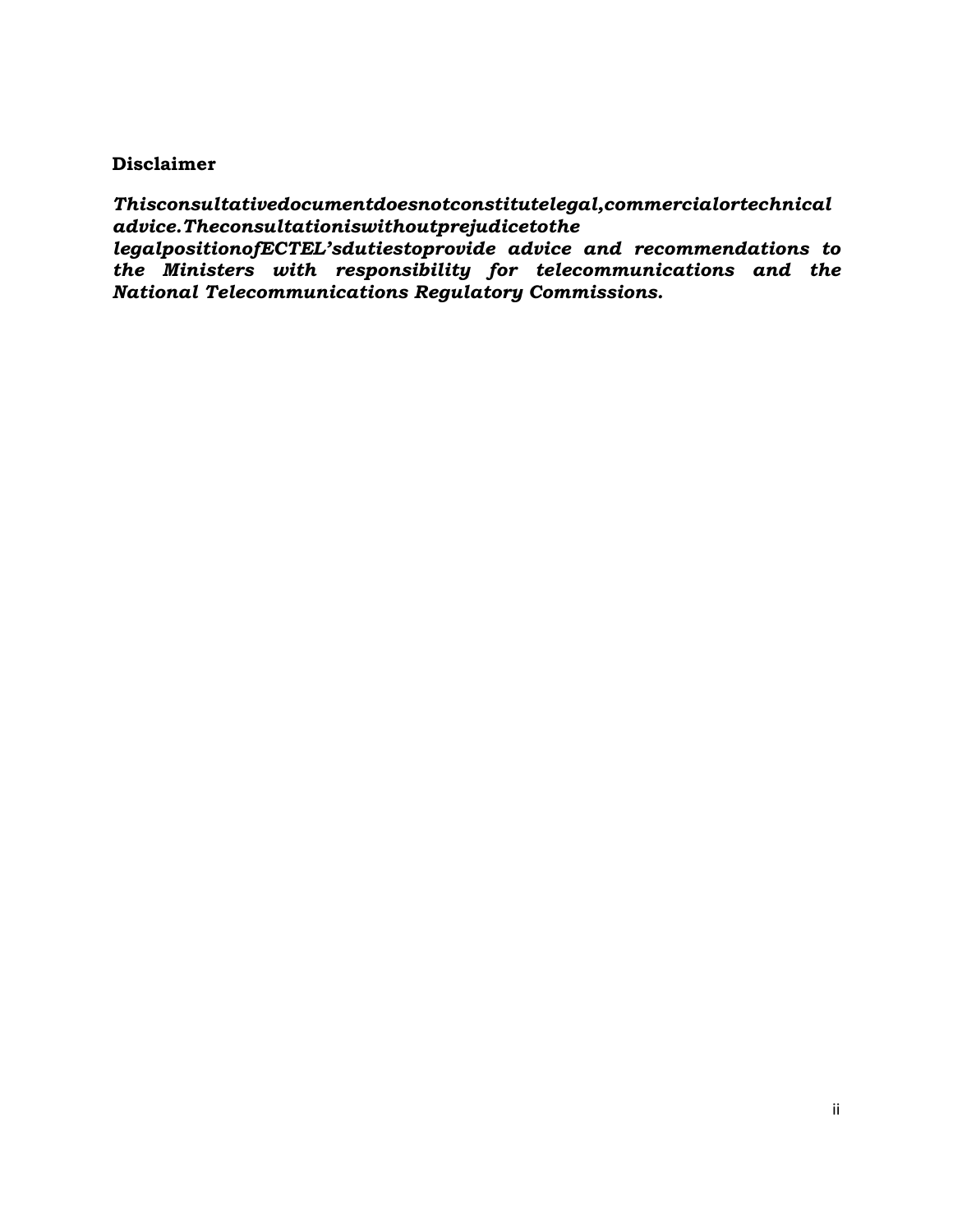**Disclaimer**

***This consultative document does not constitute legal, commercial or technical advice. The consultation is without prejudice to the legal position of ECTEL's duties to provide advice and recommendations to the Ministers with responsibility for telecommunications and the National Telecommunications Regulatory Commissions.***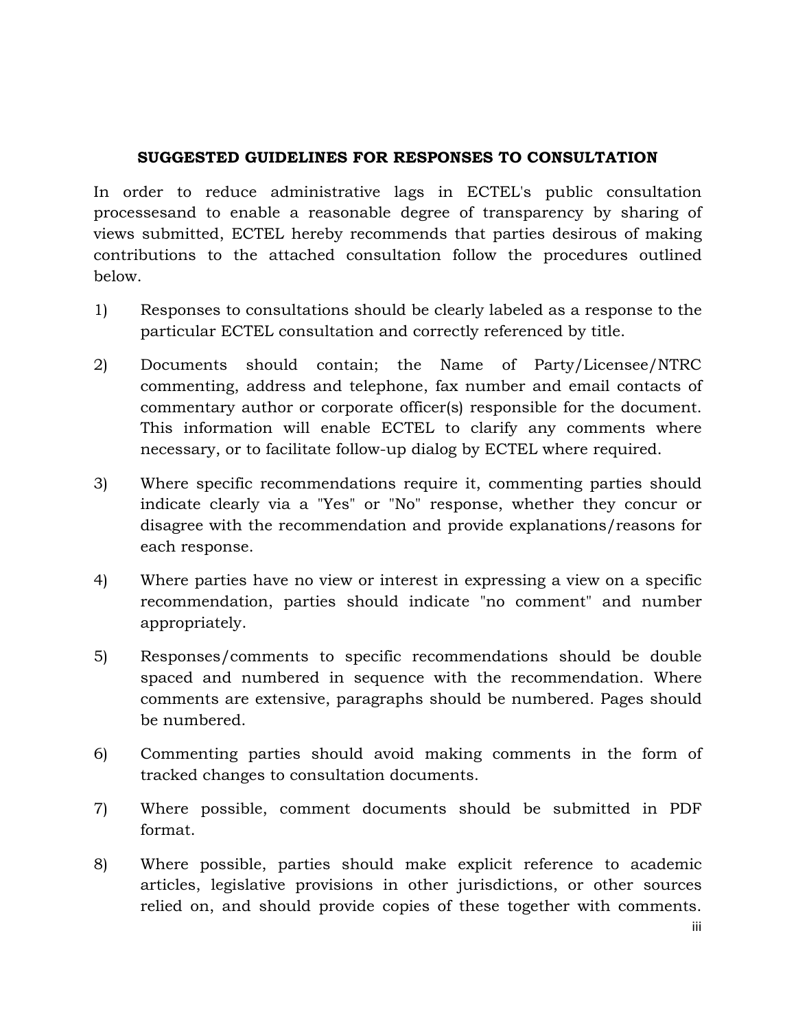**SUGGESTED GUIDELINES FOR RESPONSES TO CONSULTATION**

In order to reduce administrative lags in ECTEL's public consultation processesand to enable a reasonable degree of transparency by sharing of views submitted, ECTEL hereby recommends that parties desirous of making contributions to the attached consultation follow the procedures outlined below.

1) Responses to consultations should be clearly labeled as a response to the particular ECTEL consultation and correctly referenced by title.

2) Documents should contain; the Name of Party/Licensee/NTRC commenting, address and telephone, fax number and email contacts of commentary author or corporate officer(s) responsible for the document. This information will enable ECTEL to clarify any comments where necessary, or to facilitate follow-up dialog by ECTEL where required.

3) Where specific recommendations require it, commenting parties should indicate clearly via a "Yes" or "No" response, whether they concur or disagree with the recommendation and provide explanations/reasons for each response.

4) Where parties have no view or interest in expressing a view on a specific recommendation, parties should indicate "no comment" and number appropriately.

5) Responses/comments to specific recommendations should be double spaced and numbered in sequence with the recommendation. Where comments are extensive, paragraphs should be numbered. Pages should be numbered.

6) Commenting parties should avoid making comments in the form of tracked changes to consultation documents.

7) Where possible, comment documents should be submitted in PDF format.

8) Where possible, parties should make explicit reference to academic articles, legislative provisions in other jurisdictions, or other sources relied on, and should provide copies of these together with comments.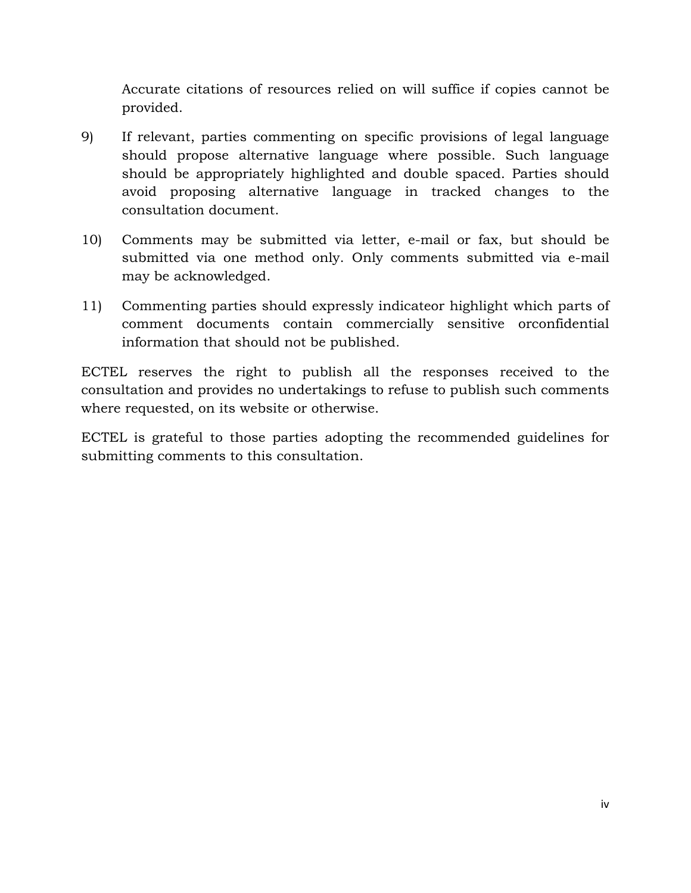Accurate citations of resources relied on will suffice if copies cannot be provided.

9) If relevant, parties commenting on specific provisions of legal language should propose alternative language where possible. Such language should be appropriately highlighted and double spaced. Parties should avoid proposing alternative language in tracked changes to the consultation document.

10) Comments may be submitted via letter, e-mail or fax, but should be submitted via one method only. Only comments submitted via e-mail may be acknowledged.

11) Commenting parties should expressly indicateor highlight which parts of comment documents contain commercially sensitive orconfidential information that should not be published.

ECTEL reserves the right to publish all the responses received to the consultation and provides no undertakings to refuse to publish such comments where requested, on its website or otherwise.

ECTEL is grateful to those parties adopting the recommended guidelines for submitting comments to this consultation.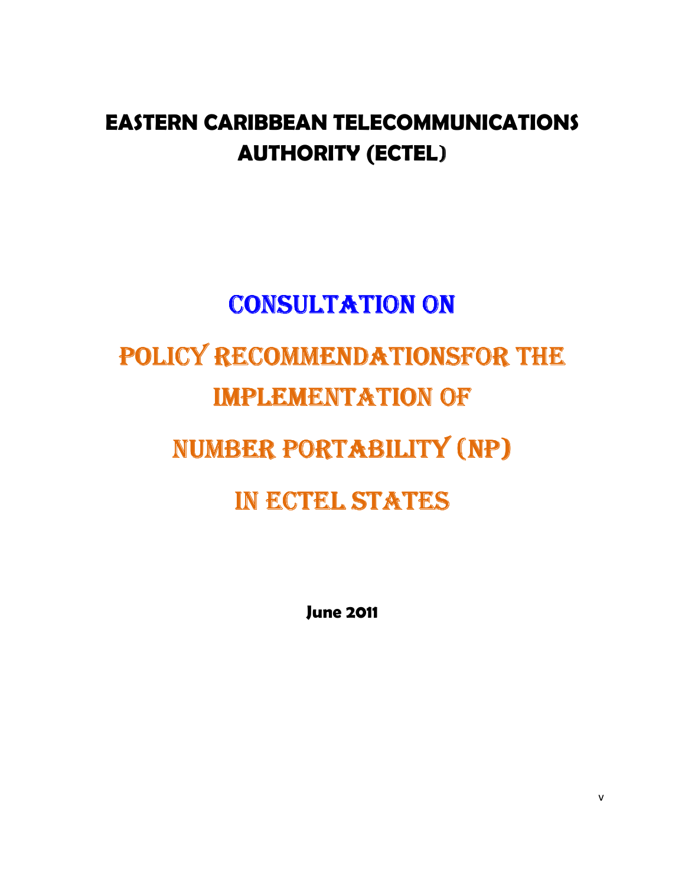# EASTERN CARIBBEAN TELECOMMUNICATIONS AUTHORITY (ECTEL)

## CONSULTATION ON

## POLICY RECOMMENDATIONSFOR THE IMPLEMENTATION OF

## NUMBER PORTABILITY (NP)

## IN ECTEL STATES

**June 2011**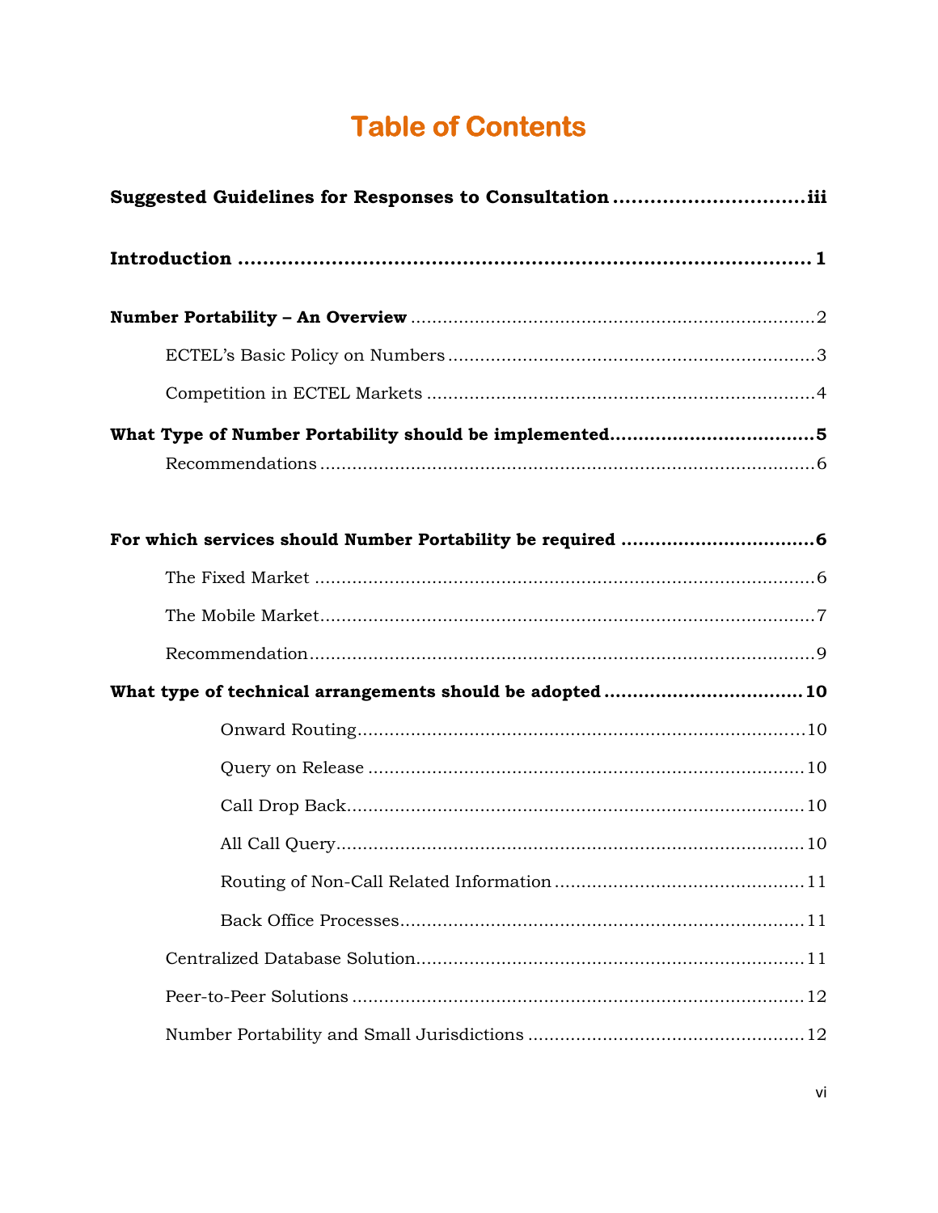# Table of Contents

**Suggested Guidelines for Responses to Consultation** .............................. iii

**Introduction** .............................................................................. 1

**Number Portability – An Overview** .......................................................... 2

ECTEL's Basic Policy on Numbers .................................................... 3

Competition in ECTEL Markets ....................................................... 4

**What Type of Number Portability should be implemented** ................................ 5

Recommendations ........................................................................ 6

**For which services should Number Portability be required** ............................... 6

The Fixed Market .......................................................................... 6

The Mobile Market .......................................................................... 7

Recommendation ............................................................................ 9

**What type of technical arrangements should be adopted** ................................. 10

Onward Routing ................................................................... 10

Query on Release ................................................................. 10

Call Drop Back .................................................................... 10

All Call Query ...................................................................... 10

Routing of Non-Call Related Information ................................. 11

Back Office Processes .......................................................... 11

Centralized Database Solution .......................................................... 11

Peer-to-Peer Solutions ..................................................................... 12

Number Portability and Small Jurisdictions ............................................ 12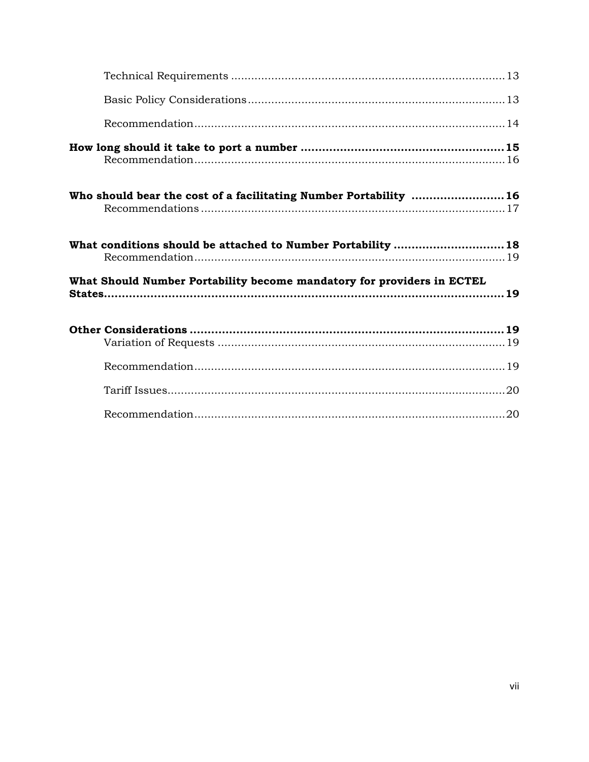Technical Requirements ........................................................................ 13

Basic Policy Considerations ................................................................... 13

Recommendation ................................................................................. 14

**How long should it take to port a number ........................................................ 15**

Recommendation ................................................................................. 16

**Who should bear the cost of a facilitating Number Portability ......................... 16**

Recommendations ............................................................................... 17

**What conditions should be attached to Number Portability ............................... 18**

Recommendation ................................................................................. 19

**What Should Number Portability become mandatory for providers in ECTEL States ........................................................................................................ 19**

**Other Considerations ........................................................................................ 19**

Variation of Requests .......................................................................... 19

Recommendation ................................................................................. 19

Tariff Issues ......................................................................................... 20

Recommendation ................................................................................. 20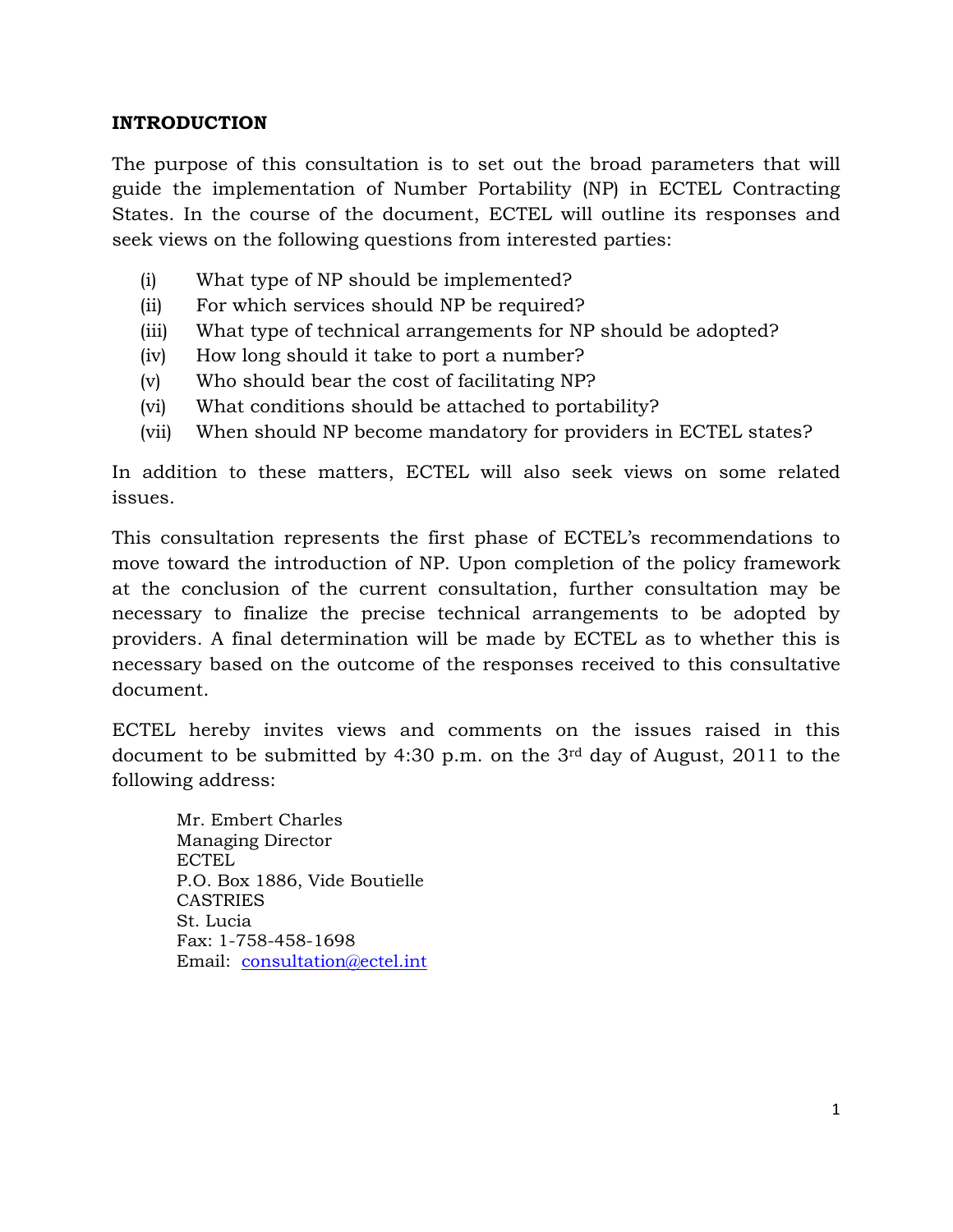## INTRODUCTION

The purpose of this consultation is to set out the broad parameters that will guide the implementation of Number Portability (NP) in ECTEL Contracting States. In the course of the document, ECTEL will outline its responses and seek views on the following questions from interested parties:

(i) What type of NP should be implemented?
(ii) For which services should NP be required?
(iii) What type of technical arrangements for NP should be adopted?
(iv) How long should it take to port a number?
(v) Who should bear the cost of facilitating NP?
(vi) What conditions should be attached to portability?
(vii) When should NP become mandatory for providers in ECTEL states?

In addition to these matters, ECTEL will also seek views on some related issues.

This consultation represents the first phase of ECTEL's recommendations to move toward the introduction of NP. Upon completion of the policy framework at the conclusion of the current consultation, further consultation may be necessary to finalize the precise technical arrangements to be adopted by providers. A final determination will be made by ECTEL as to whether this is necessary based on the outcome of the responses received to this consultative document.

ECTEL hereby invites views and comments on the issues raised in this document to be submitted by 4:30 p.m. on the 3rd day of August, 2011 to the following address:

Mr. Embert Charles
Managing Director
ECTEL
P.O. Box 1886, Vide Boutielle
CASTRIES
St. Lucia
Fax: 1-758-458-1698
Email: consultation@ectel.int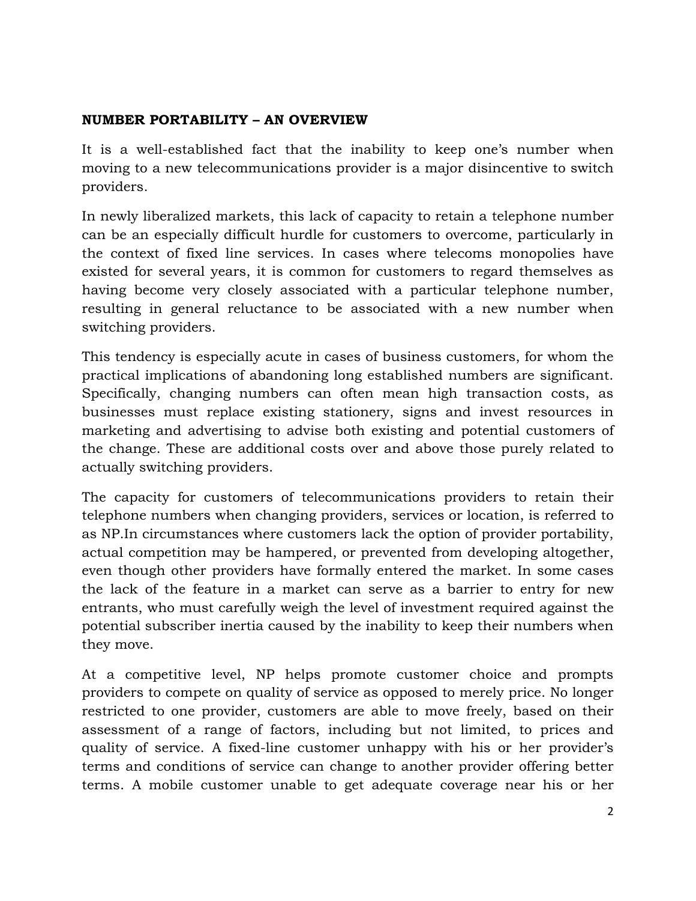**NUMBER PORTABILITY – AN OVERVIEW**

It is a well-established fact that the inability to keep one's number when moving to a new telecommunications provider is a major disincentive to switch providers.

In newly liberalized markets, this lack of capacity to retain a telephone number can be an especially difficult hurdle for customers to overcome, particularly in the context of fixed line services. In cases where telecoms monopolies have existed for several years, it is common for customers to regard themselves as having become very closely associated with a particular telephone number, resulting in general reluctance to be associated with a new number when switching providers.

This tendency is especially acute in cases of business customers, for whom the practical implications of abandoning long established numbers are significant. Specifically, changing numbers can often mean high transaction costs, as businesses must replace existing stationery, signs and invest resources in marketing and advertising to advise both existing and potential customers of the change. These are additional costs over and above those purely related to actually switching providers.

The capacity for customers of telecommunications providers to retain their telephone numbers when changing providers, services or location, is referred to as NP.In circumstances where customers lack the option of provider portability, actual competition may be hampered, or prevented from developing altogether, even though other providers have formally entered the market. In some cases the lack of the feature in a market can serve as a barrier to entry for new entrants, who must carefully weigh the level of investment required against the potential subscriber inertia caused by the inability to keep their numbers when they move.

At a competitive level, NP helps promote customer choice and prompts providers to compete on quality of service as opposed to merely price. No longer restricted to one provider, customers are able to move freely, based on their assessment of a range of factors, including but not limited, to prices and quality of service. A fixed-line customer unhappy with his or her provider's terms and conditions of service can change to another provider offering better terms. A mobile customer unable to get adequate coverage near his or her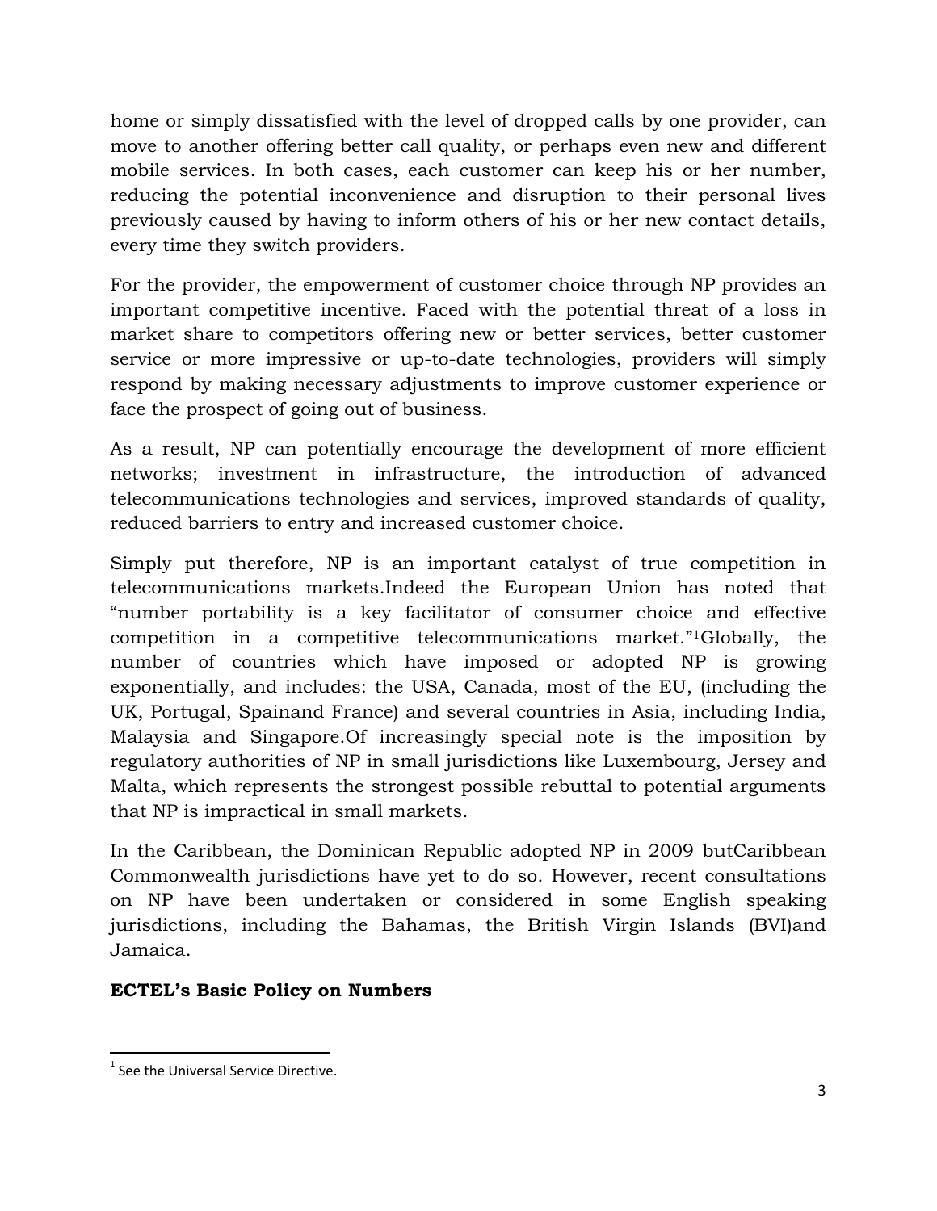home or simply dissatisfied with the level of dropped calls by one provider, can move to another offering better call quality, or perhaps even new and different mobile services. In both cases, each customer can keep his or her number, reducing the potential inconvenience and disruption to their personal lives previously caused by having to inform others of his or her new contact details, every time they switch providers.

For the provider, the empowerment of customer choice through NP provides an important competitive incentive. Faced with the potential threat of a loss in market share to competitors offering new or better services, better customer service or more impressive or up-to-date technologies, providers will simply respond by making necessary adjustments to improve customer experience or face the prospect of going out of business.

As a result, NP can potentially encourage the development of more efficient networks; investment in infrastructure, the introduction of advanced telecommunications technologies and services, improved standards of quality, reduced barriers to entry and increased customer choice.

Simply put therefore, NP is an important catalyst of true competition in telecommunications markets.Indeed the European Union has noted that "number portability is a key facilitator of consumer choice and effective competition in a competitive telecommunications market."[1]Globally, the number of countries which have imposed or adopted NP is growing exponentially, and includes: the USA, Canada, most of the EU, (including the UK, Portugal, Spainand France) and several countries in Asia, including India, Malaysia and Singapore.Of increasingly special note is the imposition by regulatory authorities of NP in small jurisdictions like Luxembourg, Jersey and Malta, which represents the strongest possible rebuttal to potential arguments that NP is impractical in small markets.

In the Caribbean, the Dominican Republic adopted NP in 2009 butCaribbean Commonwealth jurisdictions have yet to do so. However, recent consultations on NP have been undertaken or considered in some English speaking jurisdictions, including the Bahamas, the British Virgin Islands (BVI)and Jamaica.

**ECTEL's Basic Policy on Numbers**

[1] See the Universal Service Directive.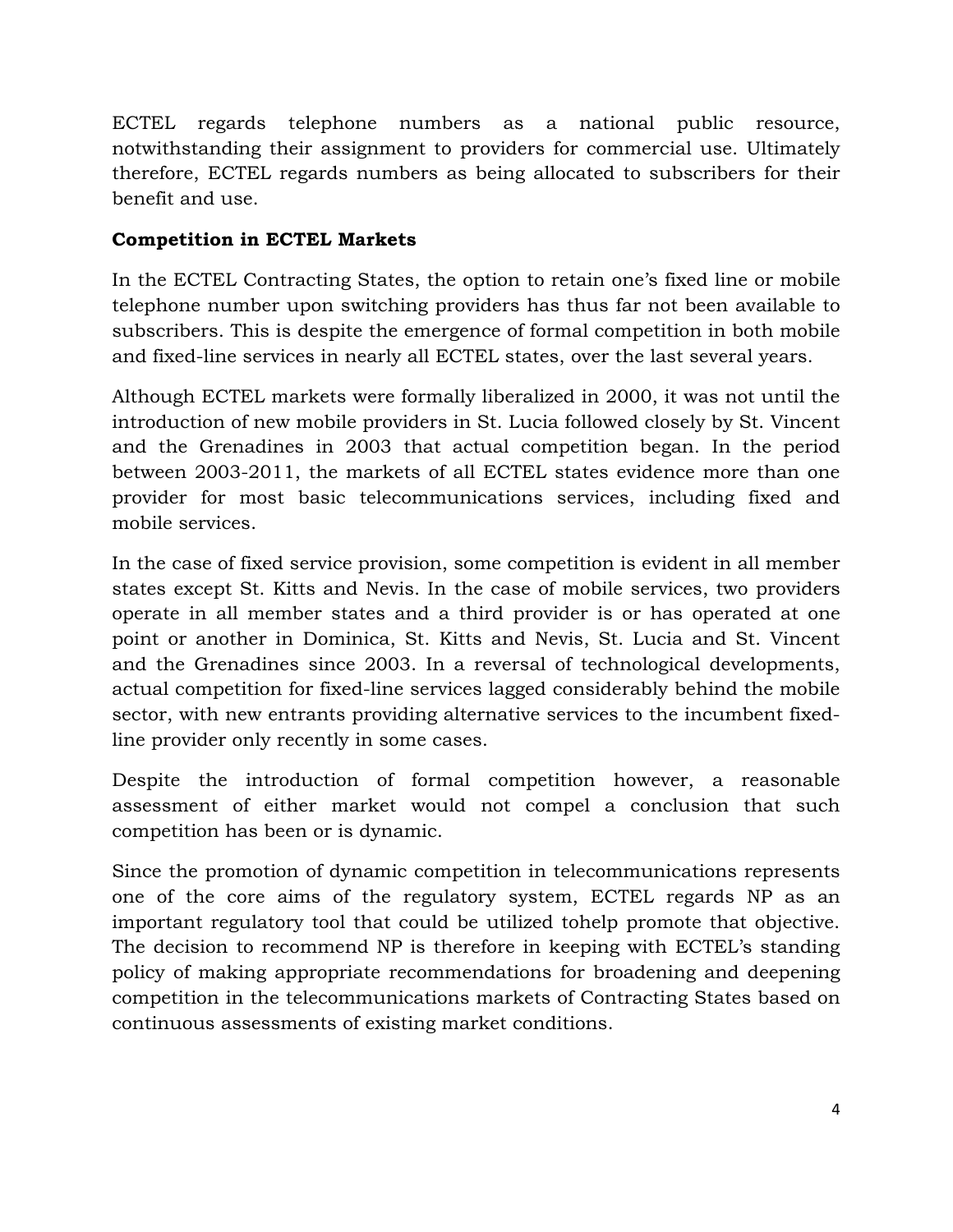ECTEL regards telephone numbers as a national public resource, notwithstanding their assignment to providers for commercial use. Ultimately therefore, ECTEL regards numbers as being allocated to subscribers for their benefit and use.

**Competition in ECTEL Markets**

In the ECTEL Contracting States, the option to retain one's fixed line or mobile telephone number upon switching providers has thus far not been available to subscribers. This is despite the emergence of formal competition in both mobile and fixed-line services in nearly all ECTEL states, over the last several years.

Although ECTEL markets were formally liberalized in 2000, it was not until the introduction of new mobile providers in St. Lucia followed closely by St. Vincent and the Grenadines in 2003 that actual competition began. In the period between 2003-2011, the markets of all ECTEL states evidence more than one provider for most basic telecommunications services, including fixed and mobile services.

In the case of fixed service provision, some competition is evident in all member states except St. Kitts and Nevis. In the case of mobile services, two providers operate in all member states and a third provider is or has operated at one point or another in Dominica, St. Kitts and Nevis, St. Lucia and St. Vincent and the Grenadines since 2003. In a reversal of technological developments, actual competition for fixed-line services lagged considerably behind the mobile sector, with new entrants providing alternative services to the incumbent fixed-line provider only recently in some cases.

Despite the introduction of formal competition however, a reasonable assessment of either market would not compel a conclusion that such competition has been or is dynamic.

Since the promotion of dynamic competition in telecommunications represents one of the core aims of the regulatory system, ECTEL regards NP as an important regulatory tool that could be utilized tohelp promote that objective. The decision to recommend NP is therefore in keeping with ECTEL's standing policy of making appropriate recommendations for broadening and deepening competition in the telecommunications markets of Contracting States based on continuous assessments of existing market conditions.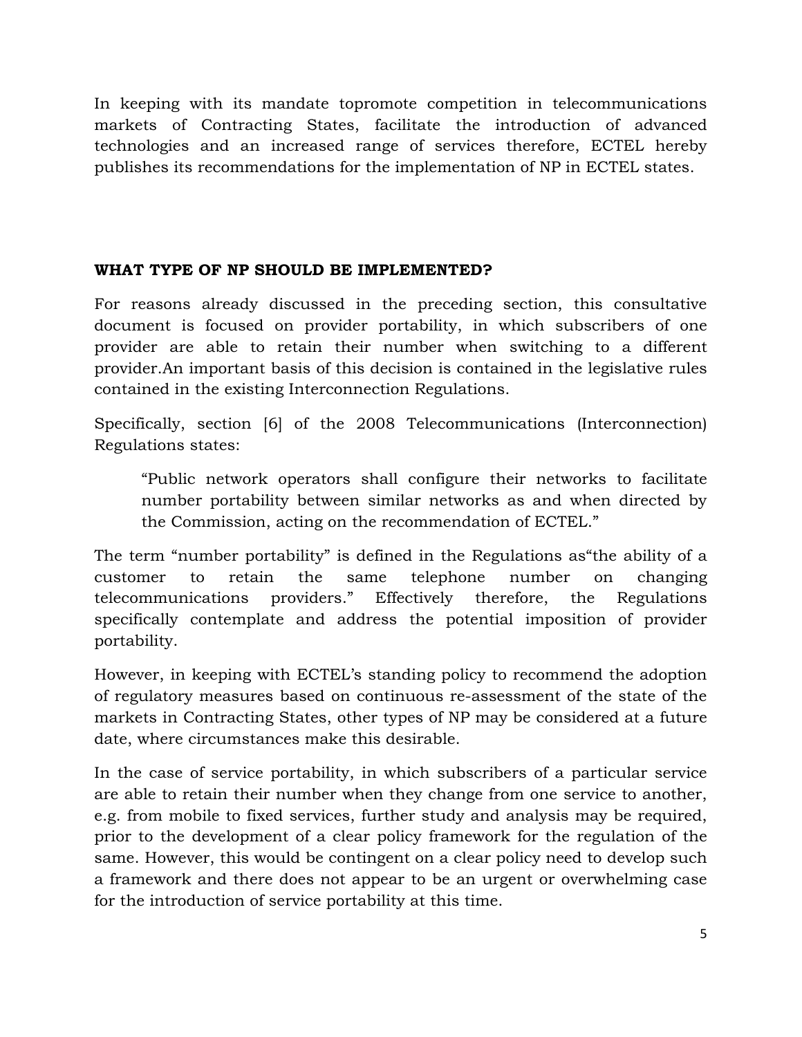In keeping with its mandate topromote competition in telecommunications markets of Contracting States, facilitate the introduction of advanced technologies and an increased range of services therefore, ECTEL hereby publishes its recommendations for the implementation of NP in ECTEL states.

**WHAT TYPE OF NP SHOULD BE IMPLEMENTED?**

For reasons already discussed in the preceding section, this consultative document is focused on provider portability, in which subscribers of one provider are able to retain their number when switching to a different provider.An important basis of this decision is contained in the legislative rules contained in the existing Interconnection Regulations.

Specifically, section [6] of the 2008 Telecommunications (Interconnection) Regulations states:

> "Public network operators shall configure their networks to facilitate number portability between similar networks as and when directed by the Commission, acting on the recommendation of ECTEL."

The term "number portability" is defined in the Regulations as"the ability of a customer to retain the same telephone number on changing telecommunications providers." Effectively therefore, the Regulations specifically contemplate and address the potential imposition of provider portability.

However, in keeping with ECTEL's standing policy to recommend the adoption of regulatory measures based on continuous re-assessment of the state of the markets in Contracting States, other types of NP may be considered at a future date, where circumstances make this desirable.

In the case of service portability, in which subscribers of a particular service are able to retain their number when they change from one service to another, e.g. from mobile to fixed services, further study and analysis may be required, prior to the development of a clear policy framework for the regulation of the same. However, this would be contingent on a clear policy need to develop such a framework and there does not appear to be an urgent or overwhelming case for the introduction of service portability at this time.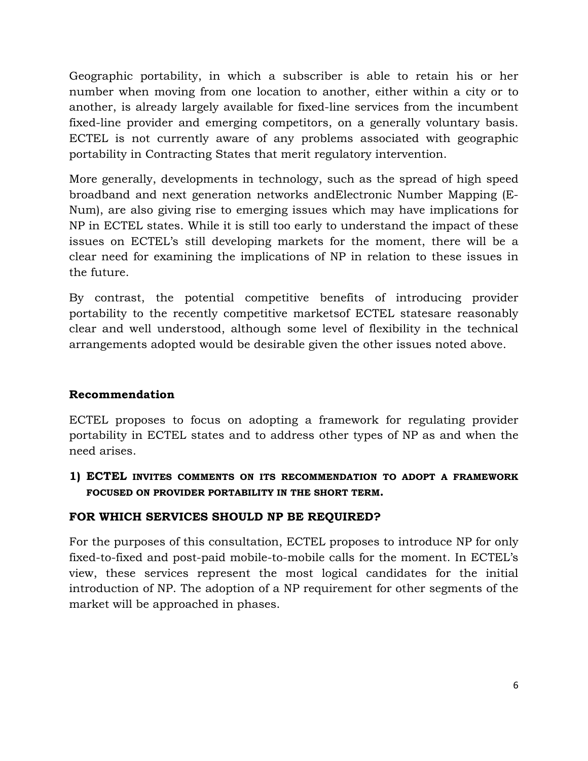Geographic portability, in which a subscriber is able to retain his or her number when moving from one location to another, either within a city or to another, is already largely available for fixed-line services from the incumbent fixed-line provider and emerging competitors, on a generally voluntary basis. ECTEL is not currently aware of any problems associated with geographic portability in Contracting States that merit regulatory intervention.

More generally, developments in technology, such as the spread of high speed broadband and next generation networks andElectronic Number Mapping (E-Num), are also giving rise to emerging issues which may have implications for NP in ECTEL states. While it is still too early to understand the impact of these issues on ECTEL's still developing markets for the moment, there will be a clear need for examining the implications of NP in relation to these issues in the future.

By contrast, the potential competitive benefits of introducing provider portability to the recently competitive marketsof ECTEL statesare reasonably clear and well understood, although some level of flexibility in the technical arrangements adopted would be desirable given the other issues noted above.

**Recommendation**

ECTEL proposes to focus on adopting a framework for regulating provider portability in ECTEL states and to address other types of NP as and when the need arises.

1) **ECTEL INVITES COMMENTS ON ITS RECOMMENDATION TO ADOPT A FRAMEWORK FOCUSED ON PROVIDER PORTABILITY IN THE SHORT TERM.**

**FOR WHICH SERVICES SHOULD NP BE REQUIRED?**

For the purposes of this consultation, ECTEL proposes to introduce NP for only fixed-to-fixed and post-paid mobile-to-mobile calls for the moment. In ECTEL's view, these services represent the most logical candidates for the initial introduction of NP. The adoption of a NP requirement for other segments of the market will be approached in phases.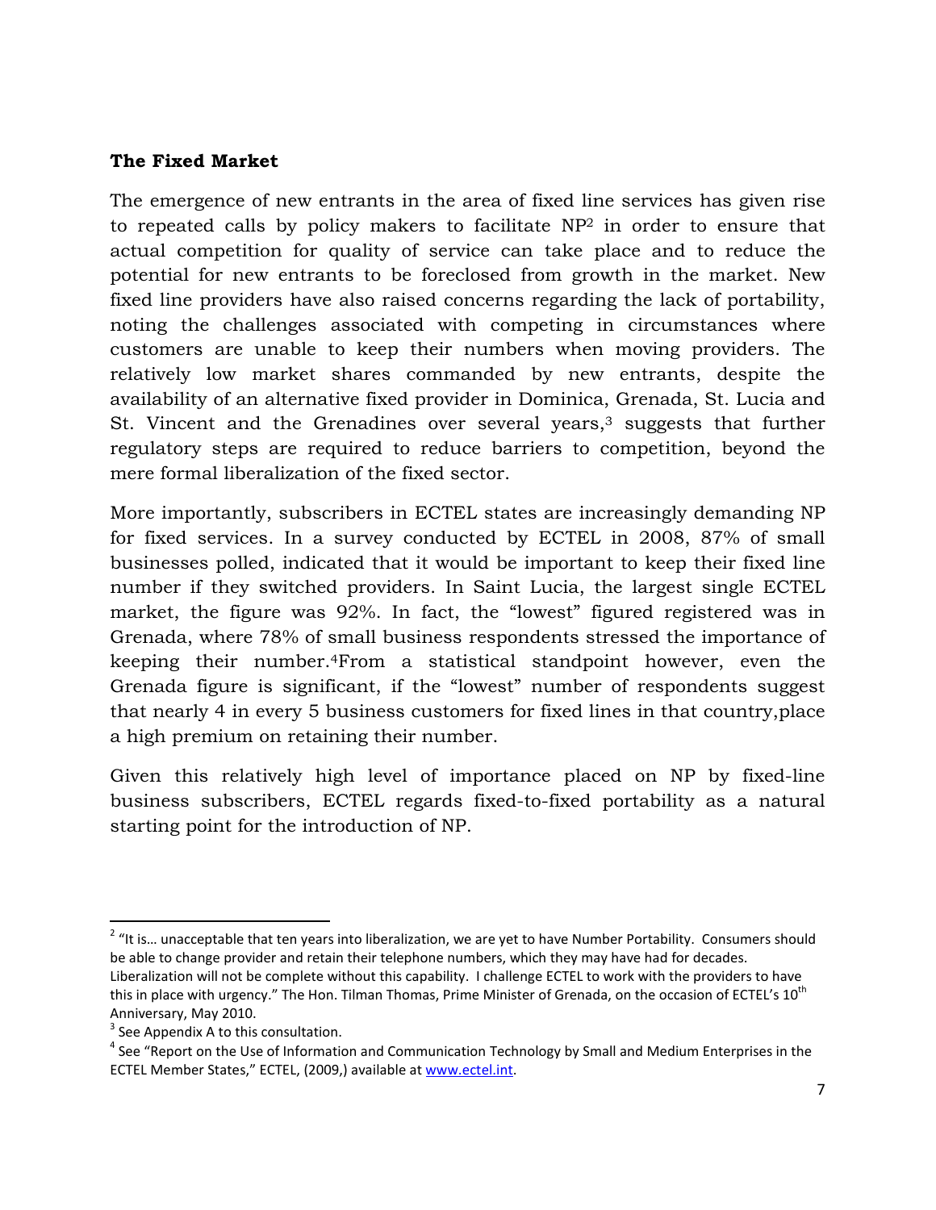**The Fixed Market**

The emergence of new entrants in the area of fixed line services has given rise to repeated calls by policy makers to facilitate NP[2] in order to ensure that actual competition for quality of service can take place and to reduce the potential for new entrants to be foreclosed from growth in the market. New fixed line providers have also raised concerns regarding the lack of portability, noting the challenges associated with competing in circumstances where customers are unable to keep their numbers when moving providers. The relatively low market shares commanded by new entrants, despite the availability of an alternative fixed provider in Dominica, Grenada, St. Lucia and St. Vincent and the Grenadines over several years,[3] suggests that further regulatory steps are required to reduce barriers to competition, beyond the mere formal liberalization of the fixed sector.

More importantly, subscribers in ECTEL states are increasingly demanding NP for fixed services. In a survey conducted by ECTEL in 2008, 87% of small businesses polled, indicated that it would be important to keep their fixed line number if they switched providers. In Saint Lucia, the largest single ECTEL market, the figure was 92%. In fact, the "lowest" figured registered was in Grenada, where 78% of small business respondents stressed the importance of keeping their number.[4]From a statistical standpoint however, even the Grenada figure is significant, if the "lowest" number of respondents suggest that nearly 4 in every 5 business customers for fixed lines in that country,place a high premium on retaining their number.

Given this relatively high level of importance placed on NP by fixed-line business subscribers, ECTEL regards fixed-to-fixed portability as a natural starting point for the introduction of NP.

---

[2] "It is… unacceptable that ten years into liberalization, we are yet to have Number Portability. Consumers should be able to change provider and retain their telephone numbers, which they may have had for decades. Liberalization will not be complete without this capability. I challenge ECTEL to work with the providers to have this in place with urgency." The Hon. Tilman Thomas, Prime Minister of Grenada, on the occasion of ECTEL's 10th Anniversary, May 2010.

[3] See Appendix A to this consultation.

[4] See "Report on the Use of Information and Communication Technology by Small and Medium Enterprises in the ECTEL Member States," ECTEL, (2009,) available at www.ectel.int.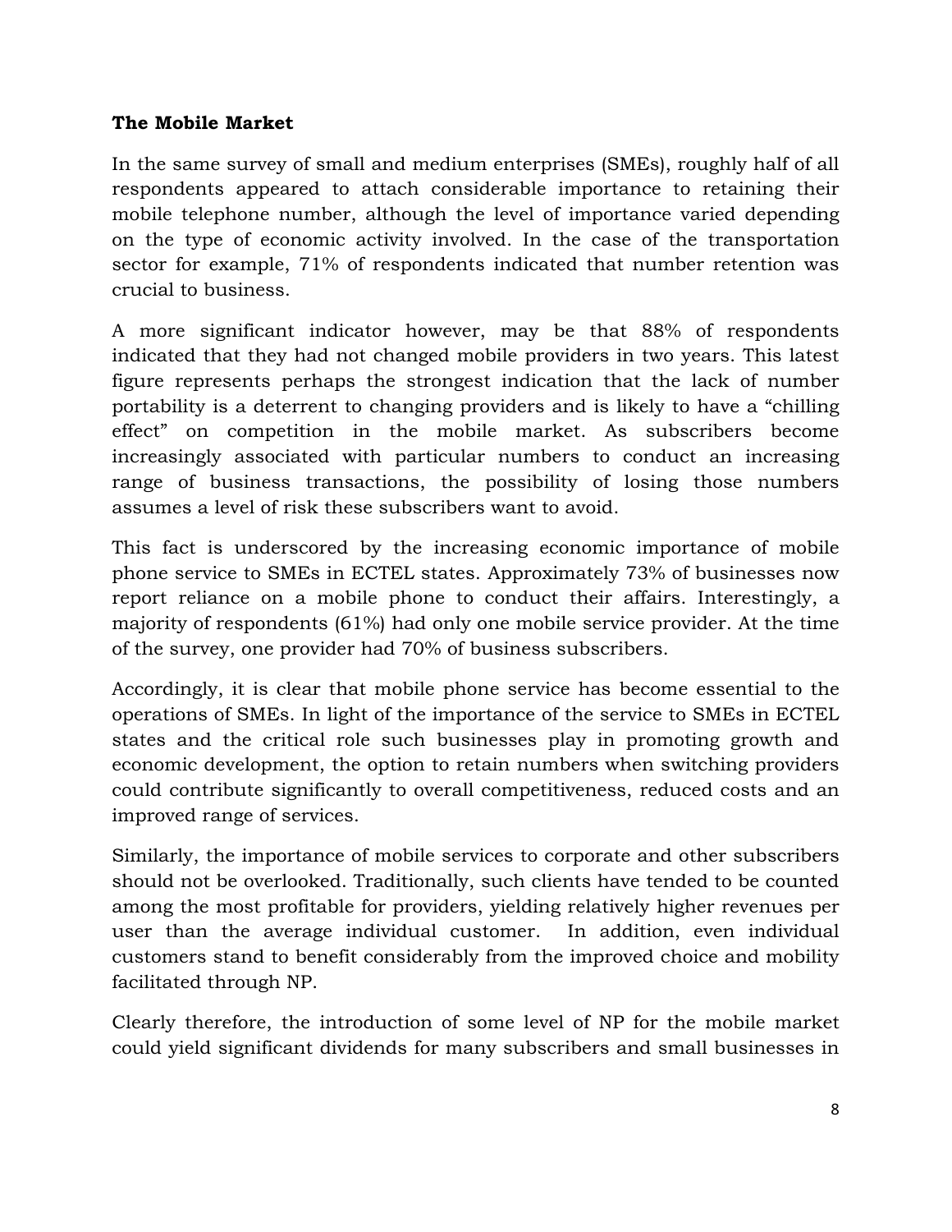**The Mobile Market**

In the same survey of small and medium enterprises (SMEs), roughly half of all respondents appeared to attach considerable importance to retaining their mobile telephone number, although the level of importance varied depending on the type of economic activity involved. In the case of the transportation sector for example, 71% of respondents indicated that number retention was crucial to business.

A more significant indicator however, may be that 88% of respondents indicated that they had not changed mobile providers in two years. This latest figure represents perhaps the strongest indication that the lack of number portability is a deterrent to changing providers and is likely to have a "chilling effect" on competition in the mobile market. As subscribers become increasingly associated with particular numbers to conduct an increasing range of business transactions, the possibility of losing those numbers assumes a level of risk these subscribers want to avoid.

This fact is underscored by the increasing economic importance of mobile phone service to SMEs in ECTEL states. Approximately 73% of businesses now report reliance on a mobile phone to conduct their affairs. Interestingly, a majority of respondents (61%) had only one mobile service provider. At the time of the survey, one provider had 70% of business subscribers.

Accordingly, it is clear that mobile phone service has become essential to the operations of SMEs. In light of the importance of the service to SMEs in ECTEL states and the critical role such businesses play in promoting growth and economic development, the option to retain numbers when switching providers could contribute significantly to overall competitiveness, reduced costs and an improved range of services.

Similarly, the importance of mobile services to corporate and other subscribers should not be overlooked. Traditionally, such clients have tended to be counted among the most profitable for providers, yielding relatively higher revenues per user than the average individual customer. In addition, even individual customers stand to benefit considerably from the improved choice and mobility facilitated through NP.

Clearly therefore, the introduction of some level of NP for the mobile market could yield significant dividends for many subscribers and small businesses in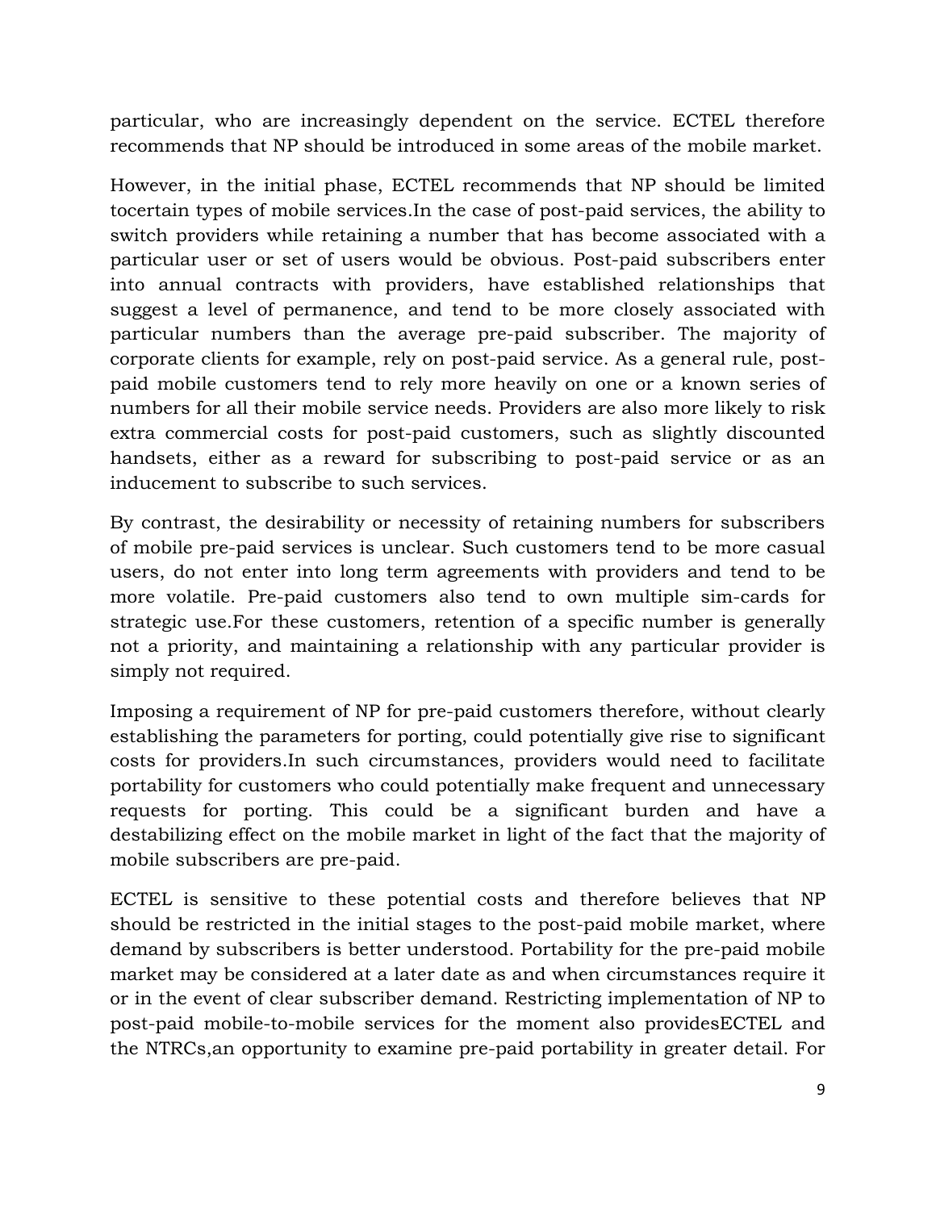particular, who are increasingly dependent on the service. ECTEL therefore recommends that NP should be introduced in some areas of the mobile market.

However, in the initial phase, ECTEL recommends that NP should be limited tocertain types of mobile services.In the case of post-paid services, the ability to switch providers while retaining a number that has become associated with a particular user or set of users would be obvious. Post-paid subscribers enter into annual contracts with providers, have established relationships that suggest a level of permanence, and tend to be more closely associated with particular numbers than the average pre-paid subscriber. The majority of corporate clients for example, rely on post-paid service. As a general rule, post-paid mobile customers tend to rely more heavily on one or a known series of numbers for all their mobile service needs. Providers are also more likely to risk extra commercial costs for post-paid customers, such as slightly discounted handsets, either as a reward for subscribing to post-paid service or as an inducement to subscribe to such services.

By contrast, the desirability or necessity of retaining numbers for subscribers of mobile pre-paid services is unclear. Such customers tend to be more casual users, do not enter into long term agreements with providers and tend to be more volatile. Pre-paid customers also tend to own multiple sim-cards for strategic use.For these customers, retention of a specific number is generally not a priority, and maintaining a relationship with any particular provider is simply not required.

Imposing a requirement of NP for pre-paid customers therefore, without clearly establishing the parameters for porting, could potentially give rise to significant costs for providers.In such circumstances, providers would need to facilitate portability for customers who could potentially make frequent and unnecessary requests for porting. This could be a significant burden and have a destabilizing effect on the mobile market in light of the fact that the majority of mobile subscribers are pre-paid.

ECTEL is sensitive to these potential costs and therefore believes that NP should be restricted in the initial stages to the post-paid mobile market, where demand by subscribers is better understood. Portability for the pre-paid mobile market may be considered at a later date as and when circumstances require it or in the event of clear subscriber demand. Restricting implementation of NP to post-paid mobile-to-mobile services for the moment also providesECTEL and the NTRCs,an opportunity to examine pre-paid portability in greater detail. For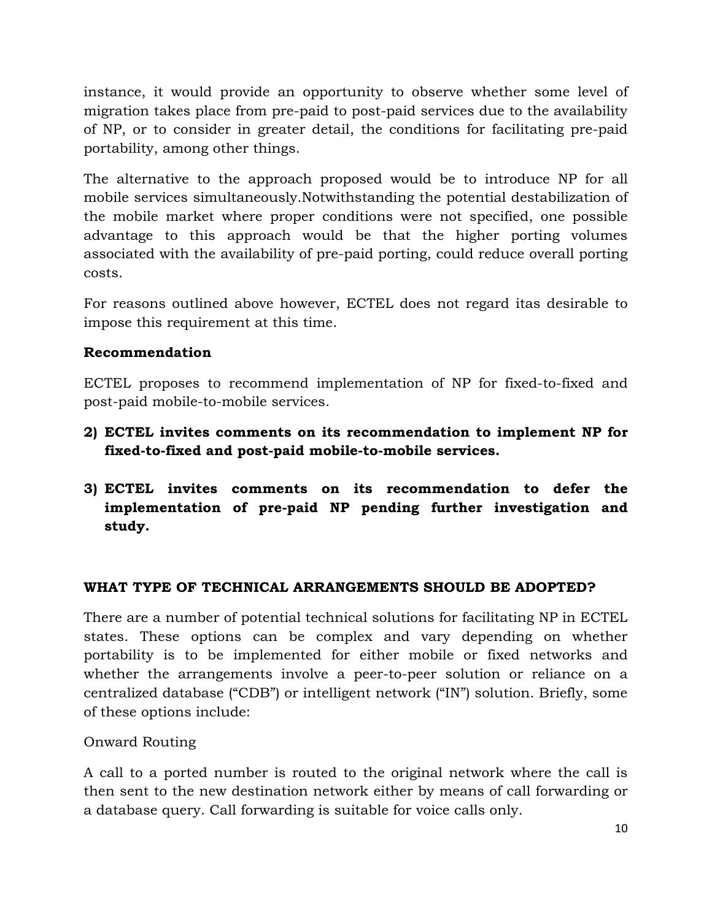instance, it would provide an opportunity to observe whether some level of migration takes place from pre-paid to post-paid services due to the availability of NP, or to consider in greater detail, the conditions for facilitating pre-paid portability, among other things.

The alternative to the approach proposed would be to introduce NP for all mobile services simultaneously.Notwithstanding the potential destabilization of the mobile market where proper conditions were not specified, one possible advantage to this approach would be that the higher porting volumes associated with the availability of pre-paid porting, could reduce overall porting costs.

For reasons outlined above however, ECTEL does not regard itas desirable to impose this requirement at this time.

**Recommendation**

ECTEL proposes to recommend implementation of NP for fixed-to-fixed and post-paid mobile-to-mobile services.

2) **ECTEL invites comments on its recommendation to implement NP for fixed-to-fixed and post-paid mobile-to-mobile services.**

3) **ECTEL invites comments on its recommendation to defer the implementation of pre-paid NP pending further investigation and study.**

**WHAT TYPE OF TECHNICAL ARRANGEMENTS SHOULD BE ADOPTED?**

There are a number of potential technical solutions for facilitating NP in ECTEL states. These options can be complex and vary depending on whether portability is to be implemented for either mobile or fixed networks and whether the arrangements involve a peer-to-peer solution or reliance on a centralized database ("CDB") or intelligent network ("IN") solution. Briefly, some of these options include:

Onward Routing

A call to a ported number is routed to the original network where the call is then sent to the new destination network either by means of call forwarding or a database query. Call forwarding is suitable for voice calls only.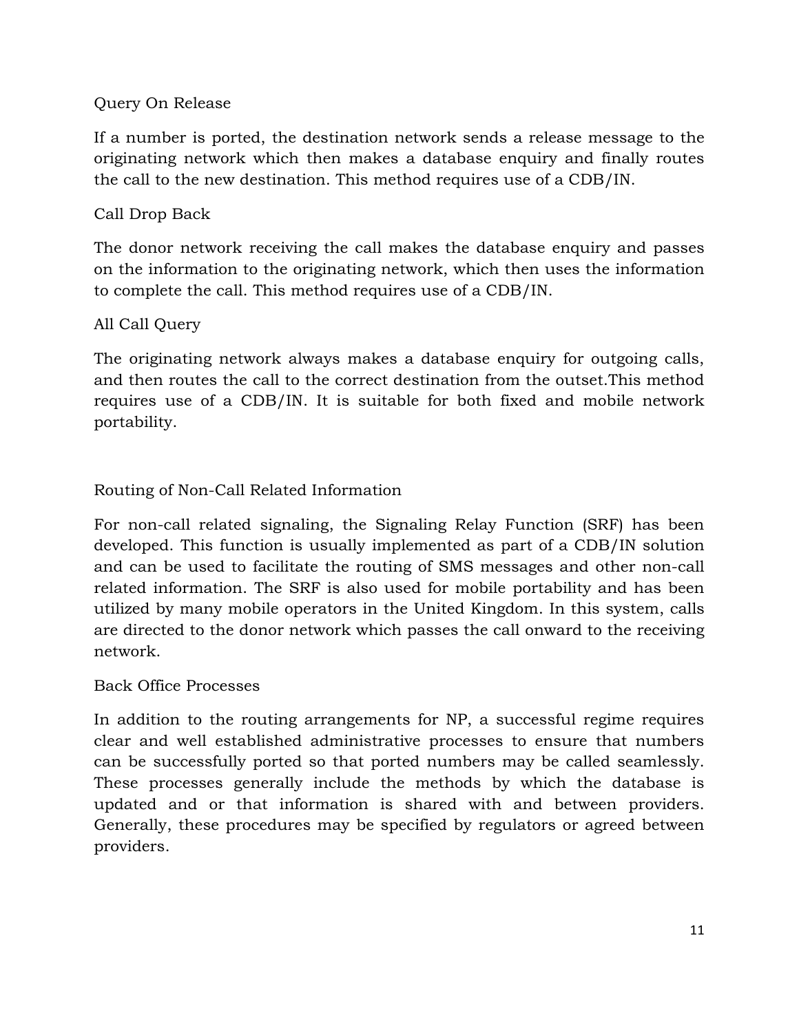### Query On Release

If a number is ported, the destination network sends a release message to the originating network which then makes a database enquiry and finally routes the call to the new destination. This method requires use of a CDB/IN.

### Call Drop Back

The donor network receiving the call makes the database enquiry and passes on the information to the originating network, which then uses the information to complete the call. This method requires use of a CDB/IN.

### All Call Query

The originating network always makes a database enquiry for outgoing calls, and then routes the call to the correct destination from the outset.This method requires use of a CDB/IN. It is suitable for both fixed and mobile network portability.

### Routing of Non-Call Related Information

For non-call related signaling, the Signaling Relay Function (SRF) has been developed. This function is usually implemented as part of a CDB/IN solution and can be used to facilitate the routing of SMS messages and other non-call related information. The SRF is also used for mobile portability and has been utilized by many mobile operators in the United Kingdom. In this system, calls are directed to the donor network which passes the call onward to the receiving network.

### Back Office Processes

In addition to the routing arrangements for NP, a successful regime requires clear and well established administrative processes to ensure that numbers can be successfully ported so that ported numbers may be called seamlessly. These processes generally include the methods by which the database is updated and or that information is shared with and between providers. Generally, these procedures may be specified by regulators or agreed between providers.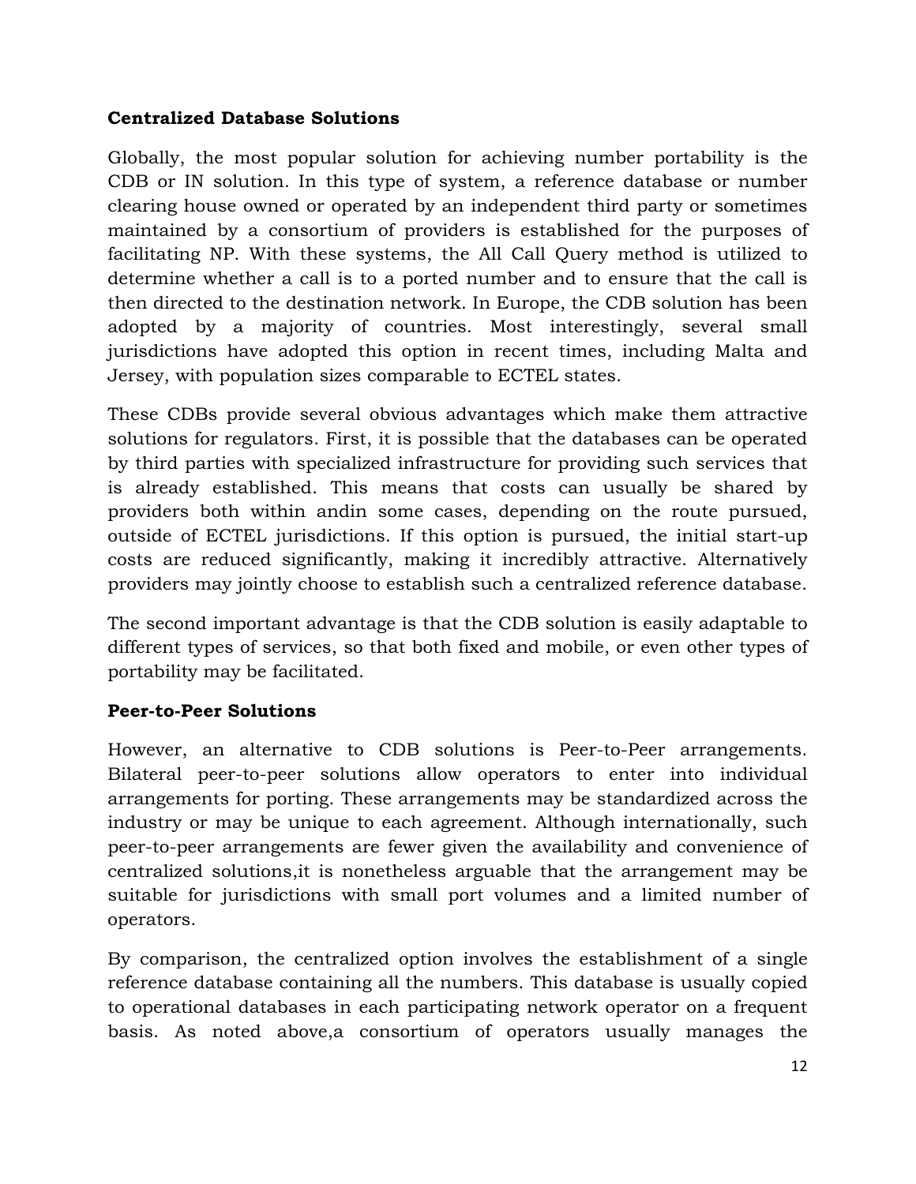**Centralized Database Solutions**

Globally, the most popular solution for achieving number portability is the CDB or IN solution. In this type of system, a reference database or number clearing house owned or operated by an independent third party or sometimes maintained by a consortium of providers is established for the purposes of facilitating NP. With these systems, the All Call Query method is utilized to determine whether a call is to a ported number and to ensure that the call is then directed to the destination network. In Europe, the CDB solution has been adopted by a majority of countries. Most interestingly, several small jurisdictions have adopted this option in recent times, including Malta and Jersey, with population sizes comparable to ECTEL states.

These CDBs provide several obvious advantages which make them attractive solutions for regulators. First, it is possible that the databases can be operated by third parties with specialized infrastructure for providing such services that is already established. This means that costs can usually be shared by providers both within andin some cases, depending on the route pursued, outside of ECTEL jurisdictions. If this option is pursued, the initial start-up costs are reduced significantly, making it incredibly attractive. Alternatively providers may jointly choose to establish such a centralized reference database.

The second important advantage is that the CDB solution is easily adaptable to different types of services, so that both fixed and mobile, or even other types of portability may be facilitated.

**Peer-to-Peer Solutions**

However, an alternative to CDB solutions is Peer-to-Peer arrangements. Bilateral peer-to-peer solutions allow operators to enter into individual arrangements for porting. These arrangements may be standardized across the industry or may be unique to each agreement. Although internationally, such peer-to-peer arrangements are fewer given the availability and convenience of centralized solutions,it is nonetheless arguable that the arrangement may be suitable for jurisdictions with small port volumes and a limited number of operators.

By comparison, the centralized option involves the establishment of a single reference database containing all the numbers. This database is usually copied to operational databases in each participating network operator on a frequent basis. As noted above,a consortium of operators usually manages the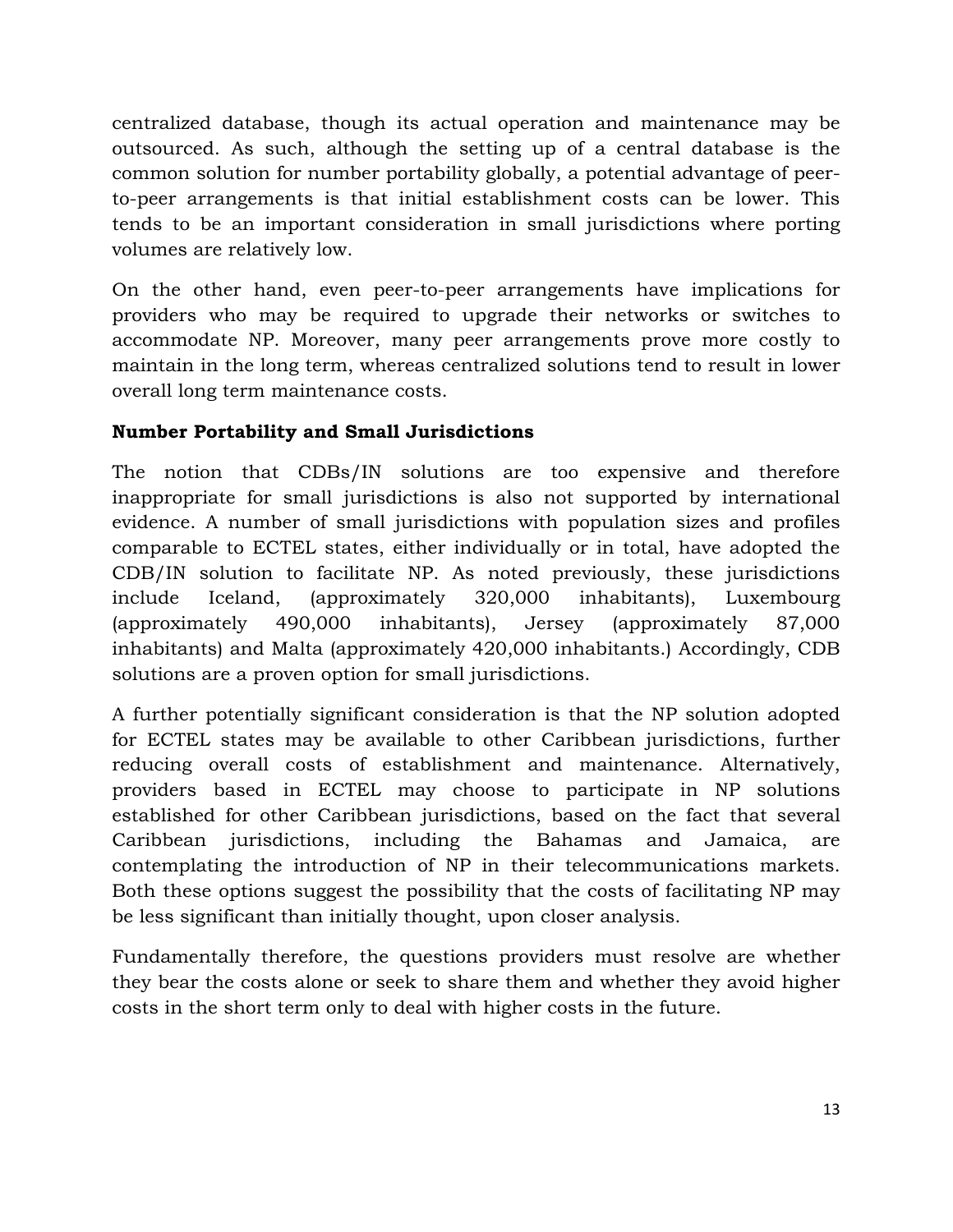centralized database, though its actual operation and maintenance may be outsourced. As such, although the setting up of a central database is the common solution for number portability globally, a potential advantage of peer-to-peer arrangements is that initial establishment costs can be lower. This tends to be an important consideration in small jurisdictions where porting volumes are relatively low.

On the other hand, even peer-to-peer arrangements have implications for providers who may be required to upgrade their networks or switches to accommodate NP. Moreover, many peer arrangements prove more costly to maintain in the long term, whereas centralized solutions tend to result in lower overall long term maintenance costs.

**Number Portability and Small Jurisdictions**

The notion that CDBs/IN solutions are too expensive and therefore inappropriate for small jurisdictions is also not supported by international evidence. A number of small jurisdictions with population sizes and profiles comparable to ECTEL states, either individually or in total, have adopted the CDB/IN solution to facilitate NP. As noted previously, these jurisdictions include Iceland, (approximately 320,000 inhabitants), Luxembourg (approximately 490,000 inhabitants), Jersey (approximately 87,000 inhabitants) and Malta (approximately 420,000 inhabitants.) Accordingly, CDB solutions are a proven option for small jurisdictions.

A further potentially significant consideration is that the NP solution adopted for ECTEL states may be available to other Caribbean jurisdictions, further reducing overall costs of establishment and maintenance. Alternatively, providers based in ECTEL may choose to participate in NP solutions established for other Caribbean jurisdictions, based on the fact that several Caribbean jurisdictions, including the Bahamas and Jamaica, are contemplating the introduction of NP in their telecommunications markets. Both these options suggest the possibility that the costs of facilitating NP may be less significant than initially thought, upon closer analysis.

Fundamentally therefore, the questions providers must resolve are whether they bear the costs alone or seek to share them and whether they avoid higher costs in the short term only to deal with higher costs in the future.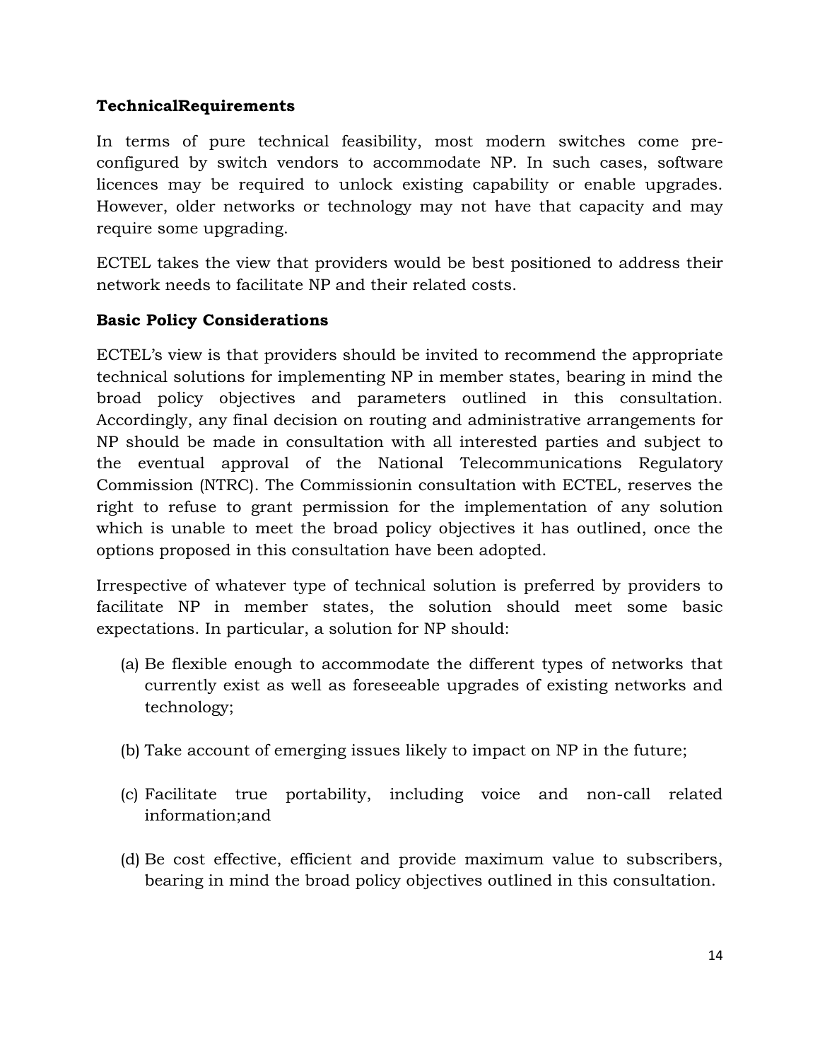**TechnicalRequirements**

In terms of pure technical feasibility, most modern switches come pre-configured by switch vendors to accommodate NP. In such cases, software licences may be required to unlock existing capability or enable upgrades. However, older networks or technology may not have that capacity and may require some upgrading.

ECTEL takes the view that providers would be best positioned to address their network needs to facilitate NP and their related costs.

**Basic Policy Considerations**

ECTEL's view is that providers should be invited to recommend the appropriate technical solutions for implementing NP in member states, bearing in mind the broad policy objectives and parameters outlined in this consultation. Accordingly, any final decision on routing and administrative arrangements for NP should be made in consultation with all interested parties and subject to the eventual approval of the National Telecommunications Regulatory Commission (NTRC). The Commissionin consultation with ECTEL, reserves the right to refuse to grant permission for the implementation of any solution which is unable to meet the broad policy objectives it has outlined, once the options proposed in this consultation have been adopted.

Irrespective of whatever type of technical solution is preferred by providers to facilitate NP in member states, the solution should meet some basic expectations. In particular, a solution for NP should:

(a) Be flexible enough to accommodate the different types of networks that currently exist as well as foreseeable upgrades of existing networks and technology;

(b) Take account of emerging issues likely to impact on NP in the future;

(c) Facilitate true portability, including voice and non-call related information;and

(d) Be cost effective, efficient and provide maximum value to subscribers, bearing in mind the broad policy objectives outlined in this consultation.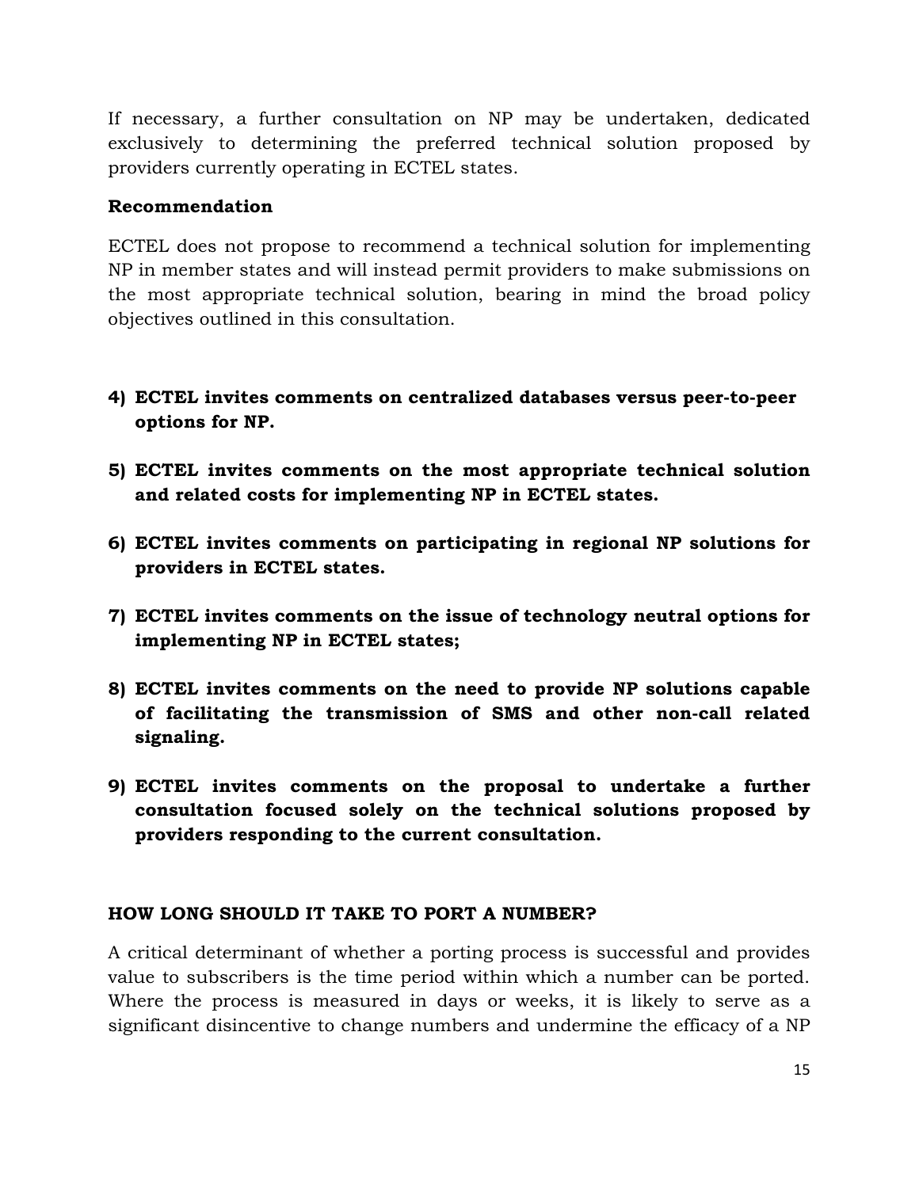If necessary, a further consultation on NP may be undertaken, dedicated exclusively to determining the preferred technical solution proposed by providers currently operating in ECTEL states.

**Recommendation**

ECTEL does not propose to recommend a technical solution for implementing NP in member states and will instead permit providers to make submissions on the most appropriate technical solution, bearing in mind the broad policy objectives outlined in this consultation.

4) **ECTEL invites comments on centralized databases versus peer-to-peer options for NP.**

5) **ECTEL invites comments on the most appropriate technical solution and related costs for implementing NP in ECTEL states.**

6) **ECTEL invites comments on participating in regional NP solutions for providers in ECTEL states.**

7) **ECTEL invites comments on the issue of technology neutral options for implementing NP in ECTEL states;**

8) **ECTEL invites comments on the need to provide NP solutions capable of facilitating the transmission of SMS and other non-call related signaling.**

9) **ECTEL invites comments on the proposal to undertake a further consultation focused solely on the technical solutions proposed by providers responding to the current consultation.**

## HOW LONG SHOULD IT TAKE TO PORT A NUMBER?

A critical determinant of whether a porting process is successful and provides value to subscribers is the time period within which a number can be ported. Where the process is measured in days or weeks, it is likely to serve as a significant disincentive to change numbers and undermine the efficacy of a NP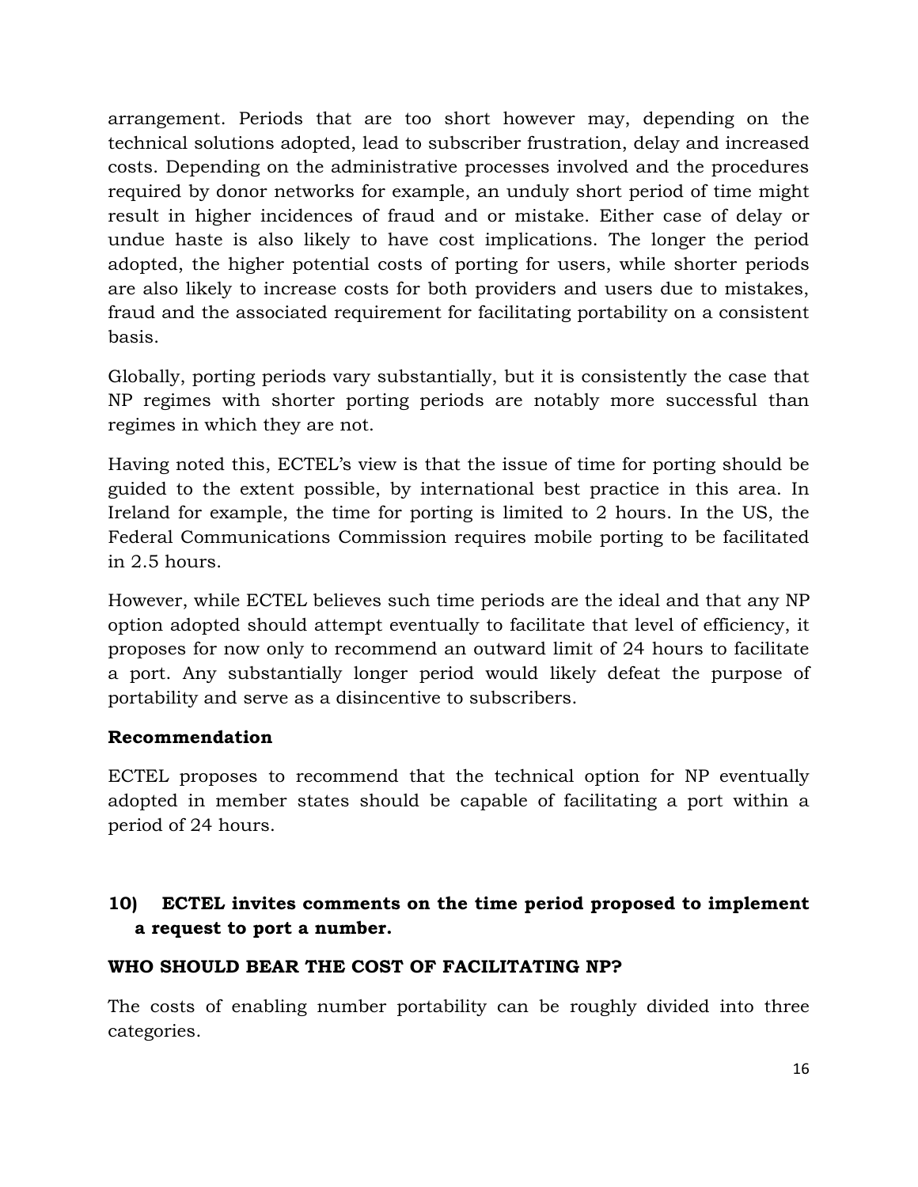arrangement. Periods that are too short however may, depending on the technical solutions adopted, lead to subscriber frustration, delay and increased costs. Depending on the administrative processes involved and the procedures required by donor networks for example, an unduly short period of time might result in higher incidences of fraud and or mistake. Either case of delay or undue haste is also likely to have cost implications. The longer the period adopted, the higher potential costs of porting for users, while shorter periods are also likely to increase costs for both providers and users due to mistakes, fraud and the associated requirement for facilitating portability on a consistent basis.

Globally, porting periods vary substantially, but it is consistently the case that NP regimes with shorter porting periods are notably more successful than regimes in which they are not.

Having noted this, ECTEL's view is that the issue of time for porting should be guided to the extent possible, by international best practice in this area. In Ireland for example, the time for porting is limited to 2 hours. In the US, the Federal Communications Commission requires mobile porting to be facilitated in 2.5 hours.

However, while ECTEL believes such time periods are the ideal and that any NP option adopted should attempt eventually to facilitate that level of efficiency, it proposes for now only to recommend an outward limit of 24 hours to facilitate a port. Any substantially longer period would likely defeat the purpose of portability and serve as a disincentive to subscribers.

**Recommendation**

ECTEL proposes to recommend that the technical option for NP eventually adopted in member states should be capable of facilitating a port within a period of 24 hours.

**10) ECTEL invites comments on the time period proposed to implement a request to port a number.**

**WHO SHOULD BEAR THE COST OF FACILITATING NP?**

The costs of enabling number portability can be roughly divided into three categories.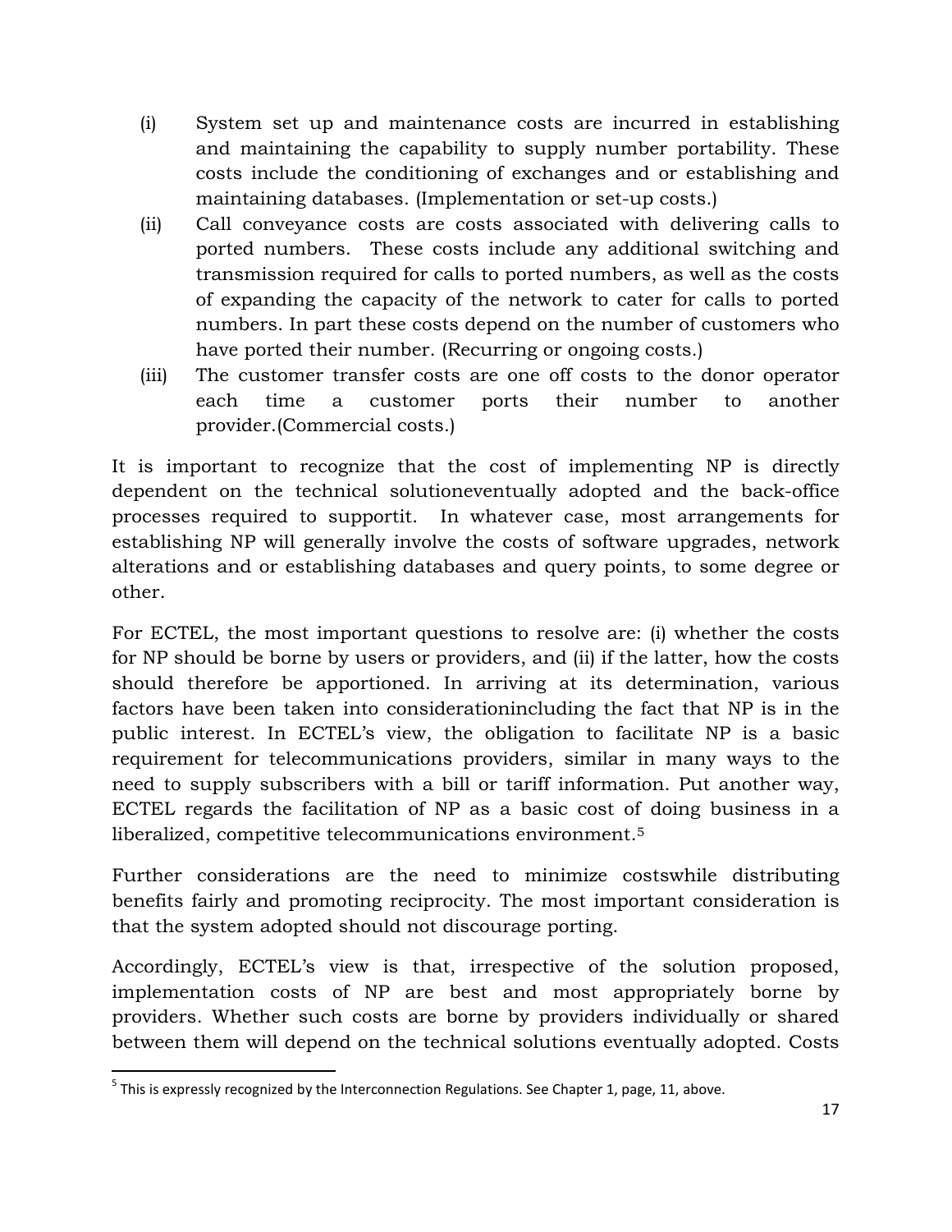(i) System set up and maintenance costs are incurred in establishing and maintaining the capability to supply number portability. These costs include the conditioning of exchanges and or establishing and maintaining databases. (Implementation or set-up costs.)

(ii) Call conveyance costs are costs associated with delivering calls to ported numbers. These costs include any additional switching and transmission required for calls to ported numbers, as well as the costs of expanding the capacity of the network to cater for calls to ported numbers. In part these costs depend on the number of customers who have ported their number. (Recurring or ongoing costs.)

(iii) The customer transfer costs are one off costs to the donor operator each time a customer ports their number to another provider.(Commercial costs.)

It is important to recognize that the cost of implementing NP is directly dependent on the technical solutioneventually adopted and the back-office processes required to supportit. In whatever case, most arrangements for establishing NP will generally involve the costs of software upgrades, network alterations and or establishing databases and query points, to some degree or other.

For ECTEL, the most important questions to resolve are: (i) whether the costs for NP should be borne by users or providers, and (ii) if the latter, how the costs should therefore be apportioned. In arriving at its determination, various factors have been taken into considerationincluding the fact that NP is in the public interest. In ECTEL's view, the obligation to facilitate NP is a basic requirement for telecommunications providers, similar in many ways to the need to supply subscribers with a bill or tariff information. Put another way, ECTEL regards the facilitation of NP as a basic cost of doing business in a liberalized, competitive telecommunications environment.[5]

Further considerations are the need to minimize costswhile distributing benefits fairly and promoting reciprocity. The most important consideration is that the system adopted should not discourage porting.

Accordingly, ECTEL's view is that, irrespective of the solution proposed, implementation costs of NP are best and most appropriately borne by providers. Whether such costs are borne by providers individually or shared between them will depend on the technical solutions eventually adopted. Costs

[5] This is expressly recognized by the Interconnection Regulations. See Chapter 1, page, 11, above.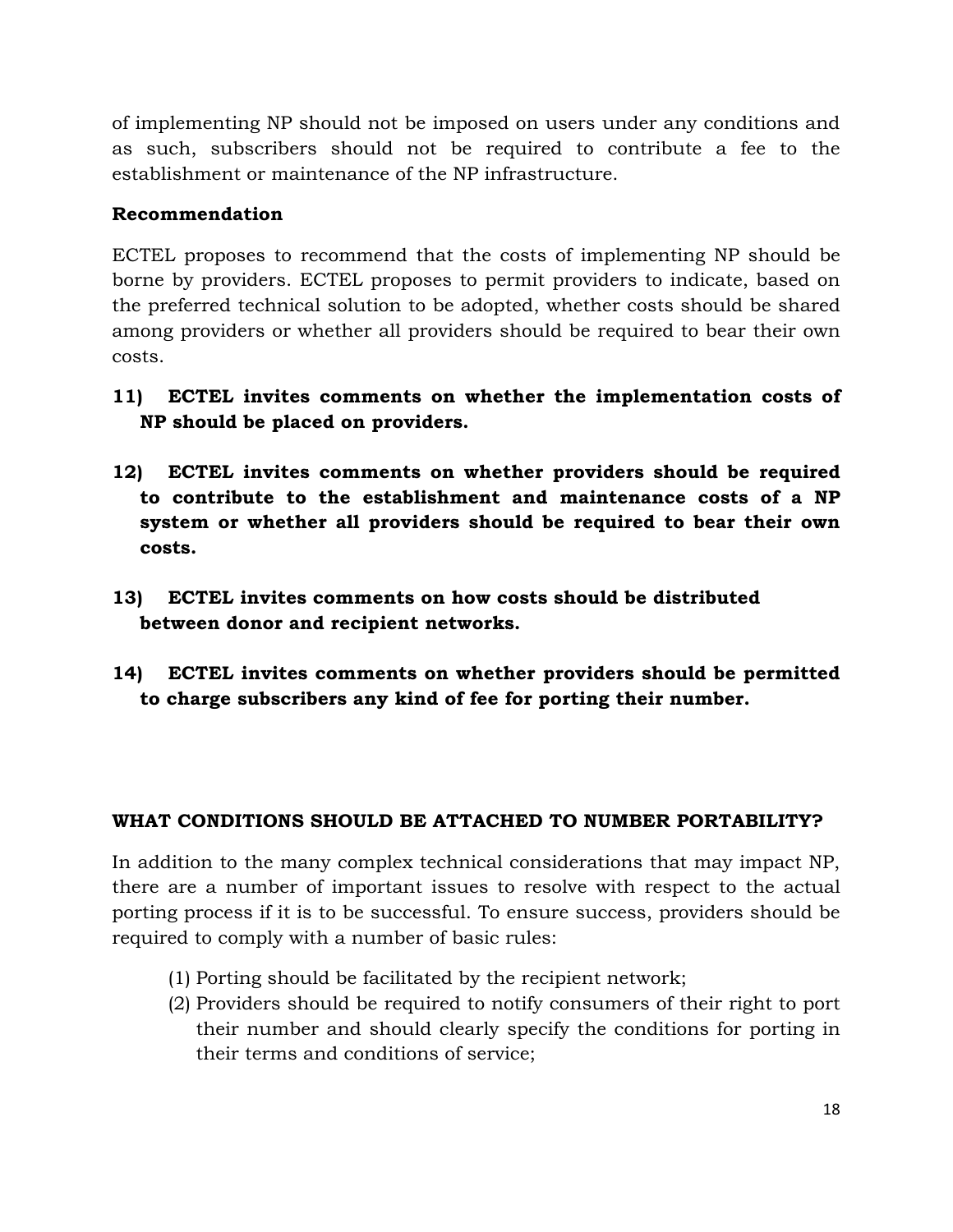of implementing NP should not be imposed on users under any conditions and as such, subscribers should not be required to contribute a fee to the establishment or maintenance of the NP infrastructure.

**Recommendation**

ECTEL proposes to recommend that the costs of implementing NP should be borne by providers. ECTEL proposes to permit providers to indicate, based on the preferred technical solution to be adopted, whether costs should be shared among providers or whether all providers should be required to bear their own costs.

**11) ECTEL invites comments on whether the implementation costs of NP should be placed on providers.**

**12) ECTEL invites comments on whether providers should be required to contribute to the establishment and maintenance costs of a NP system or whether all providers should be required to bear their own costs.**

**13) ECTEL invites comments on how costs should be distributed between donor and recipient networks.**

**14) ECTEL invites comments on whether providers should be permitted to charge subscribers any kind of fee for porting their number.**

**WHAT CONDITIONS SHOULD BE ATTACHED TO NUMBER PORTABILITY?**

In addition to the many complex technical considerations that may impact NP, there are a number of important issues to resolve with respect to the actual porting process if it is to be successful. To ensure success, providers should be required to comply with a number of basic rules:

(1) Porting should be facilitated by the recipient network;

(2) Providers should be required to notify consumers of their right to port their number and should clearly specify the conditions for porting in their terms and conditions of service;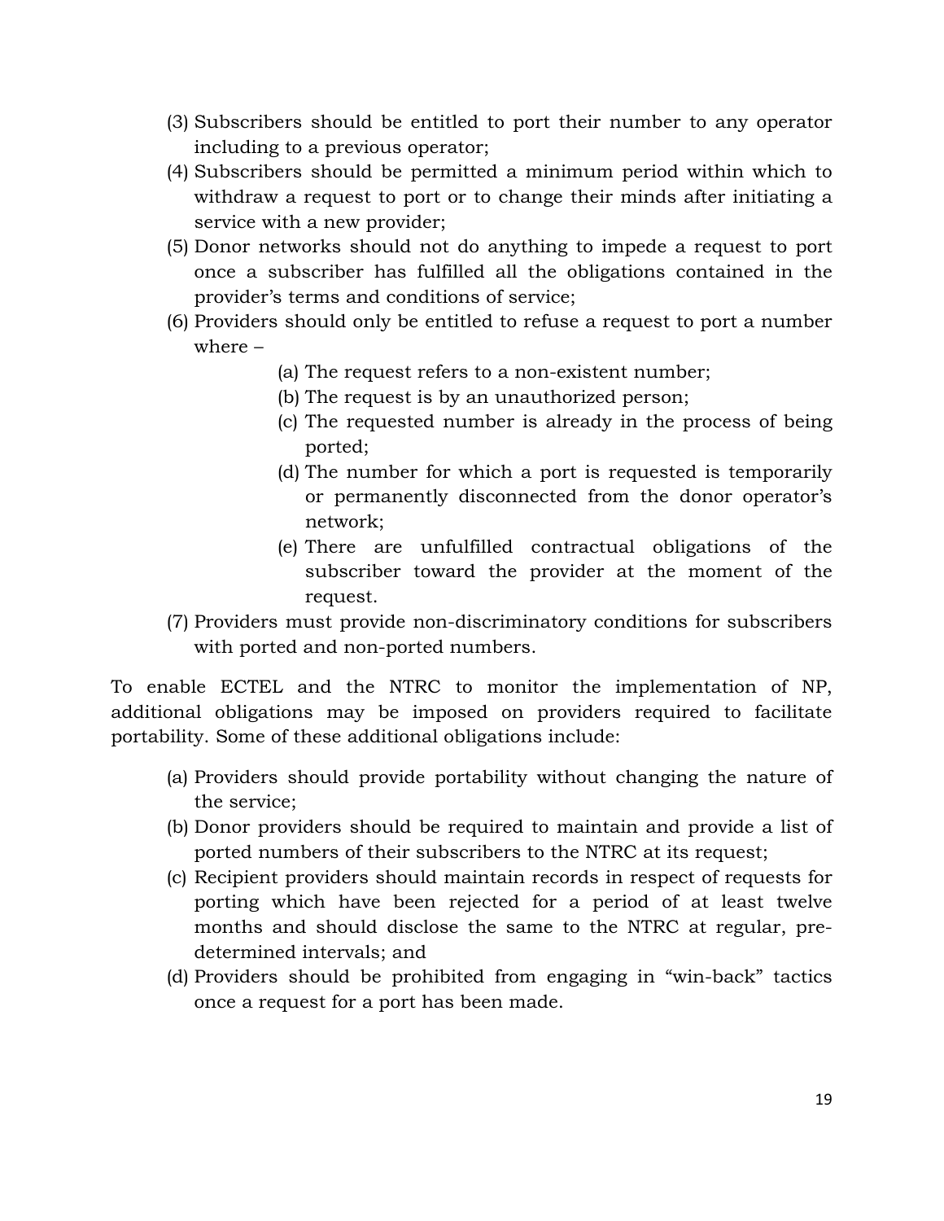(3) Subscribers should be entitled to port their number to any operator including to a previous operator;

(4) Subscribers should be permitted a minimum period within which to withdraw a request to port or to change their minds after initiating a service with a new provider;

(5) Donor networks should not do anything to impede a request to port once a subscriber has fulfilled all the obligations contained in the provider's terms and conditions of service;

(6) Providers should only be entitled to refuse a request to port a number where –

   (a) The request refers to a non-existent number;

   (b) The request is by an unauthorized person;

   (c) The requested number is already in the process of being ported;

   (d) The number for which a port is requested is temporarily or permanently disconnected from the donor operator's network;

   (e) There are unfulfilled contractual obligations of the subscriber toward the provider at the moment of the request.

(7) Providers must provide non-discriminatory conditions for subscribers with ported and non-ported numbers.

To enable ECTEL and the NTRC to monitor the implementation of NP, additional obligations may be imposed on providers required to facilitate portability. Some of these additional obligations include:

(a) Providers should provide portability without changing the nature of the service;

(b) Donor providers should be required to maintain and provide a list of ported numbers of their subscribers to the NTRC at its request;

(c) Recipient providers should maintain records in respect of requests for porting which have been rejected for a period of at least twelve months and should disclose the same to the NTRC at regular, pre-determined intervals; and

(d) Providers should be prohibited from engaging in "win-back" tactics once a request for a port has been made.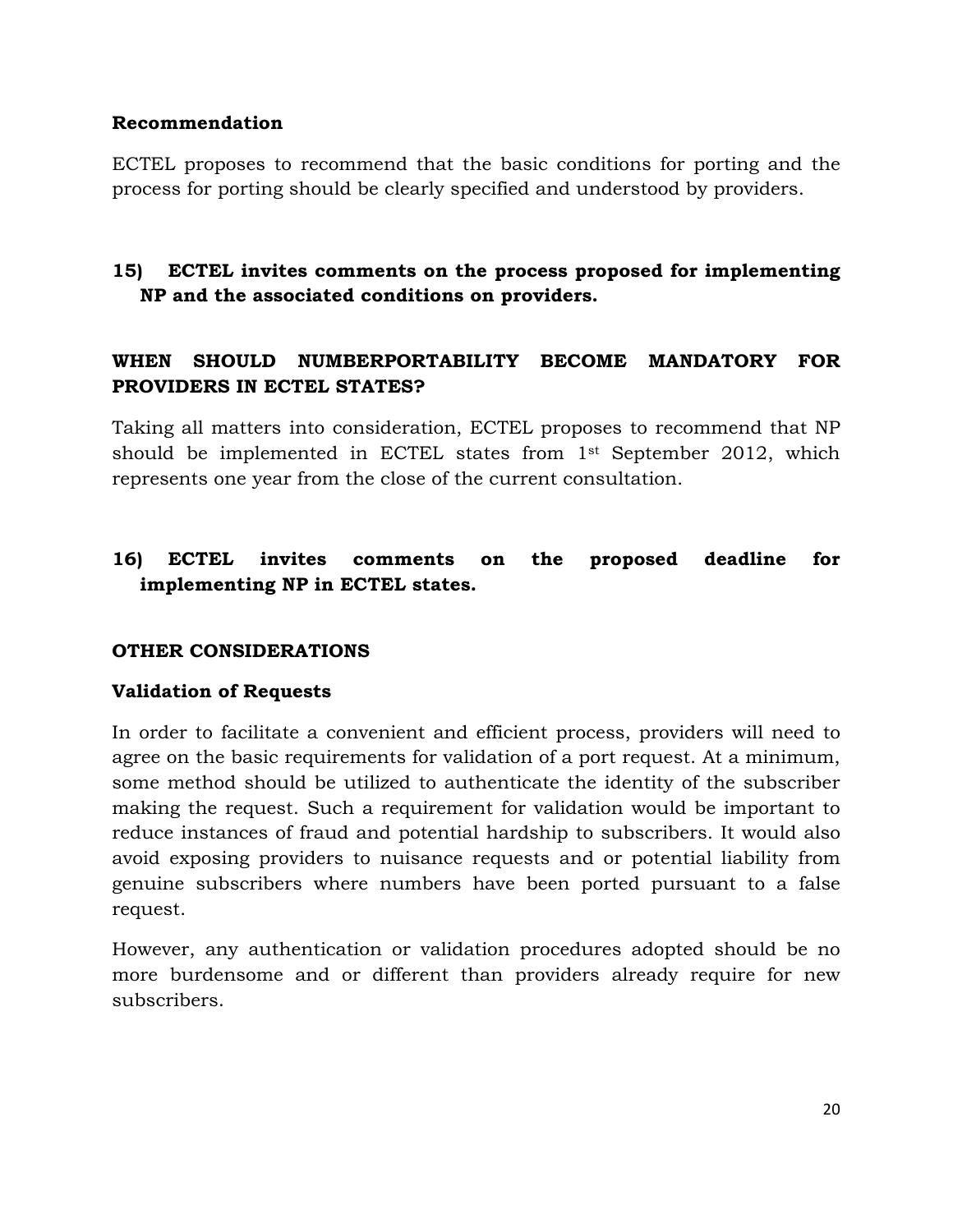**Recommendation**

ECTEL proposes to recommend that the basic conditions for porting and the process for porting should be clearly specified and understood by providers.

**15) ECTEL invites comments on the process proposed for implementing NP and the associated conditions on providers.**

## WHEN SHOULD NUMBERPORTABILITY BECOME MANDATORY FOR PROVIDERS IN ECTEL STATES?

Taking all matters into consideration, ECTEL proposes to recommend that NP should be implemented in ECTEL states from 1st September 2012, which represents one year from the close of the current consultation.

**16) ECTEL invites comments on the proposed deadline for implementing NP in ECTEL states.**

## OTHER CONSIDERATIONS

### Validation of Requests

In order to facilitate a convenient and efficient process, providers will need to agree on the basic requirements for validation of a port request. At a minimum, some method should be utilized to authenticate the identity of the subscriber making the request. Such a requirement for validation would be important to reduce instances of fraud and potential hardship to subscribers. It would also avoid exposing providers to nuisance requests and or potential liability from genuine subscribers where numbers have been ported pursuant to a false request.

However, any authentication or validation procedures adopted should be no more burdensome and or different than providers already require for new subscribers.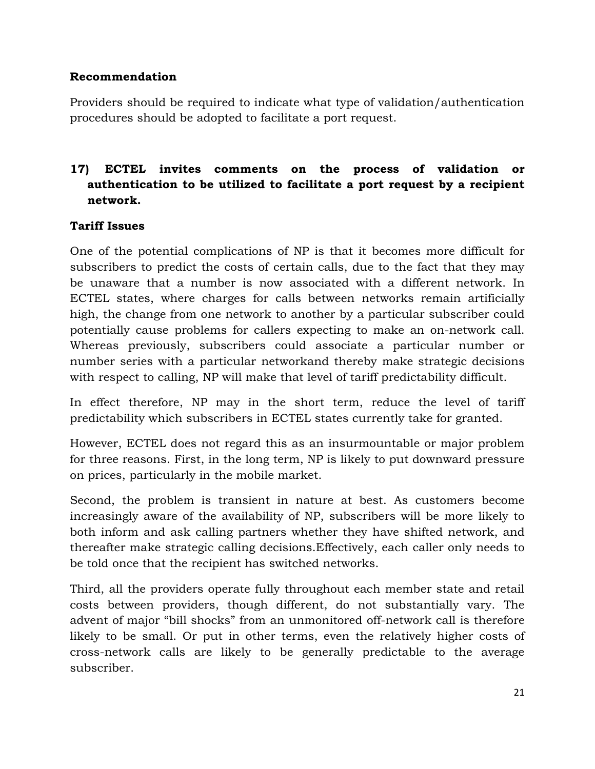**Recommendation**

Providers should be required to indicate what type of validation/authentication procedures should be adopted to facilitate a port request.

**17) ECTEL invites comments on the process of validation or authentication to be utilized to facilitate a port request by a recipient network.**

**Tariff Issues**

One of the potential complications of NP is that it becomes more difficult for subscribers to predict the costs of certain calls, due to the fact that they may be unaware that a number is now associated with a different network. In ECTEL states, where charges for calls between networks remain artificially high, the change from one network to another by a particular subscriber could potentially cause problems for callers expecting to make an on-network call. Whereas previously, subscribers could associate a particular number or number series with a particular networkand thereby make strategic decisions with respect to calling, NP will make that level of tariff predictability difficult.

In effect therefore, NP may in the short term, reduce the level of tariff predictability which subscribers in ECTEL states currently take for granted.

However, ECTEL does not regard this as an insurmountable or major problem for three reasons. First, in the long term, NP is likely to put downward pressure on prices, particularly in the mobile market.

Second, the problem is transient in nature at best. As customers become increasingly aware of the availability of NP, subscribers will be more likely to both inform and ask calling partners whether they have shifted network, and thereafter make strategic calling decisions.Effectively, each caller only needs to be told once that the recipient has switched networks.

Third, all the providers operate fully throughout each member state and retail costs between providers, though different, do not substantially vary. The advent of major "bill shocks" from an unmonitored off-network call is therefore likely to be small. Or put in other terms, even the relatively higher costs of cross-network calls are likely to be generally predictable to the average subscriber.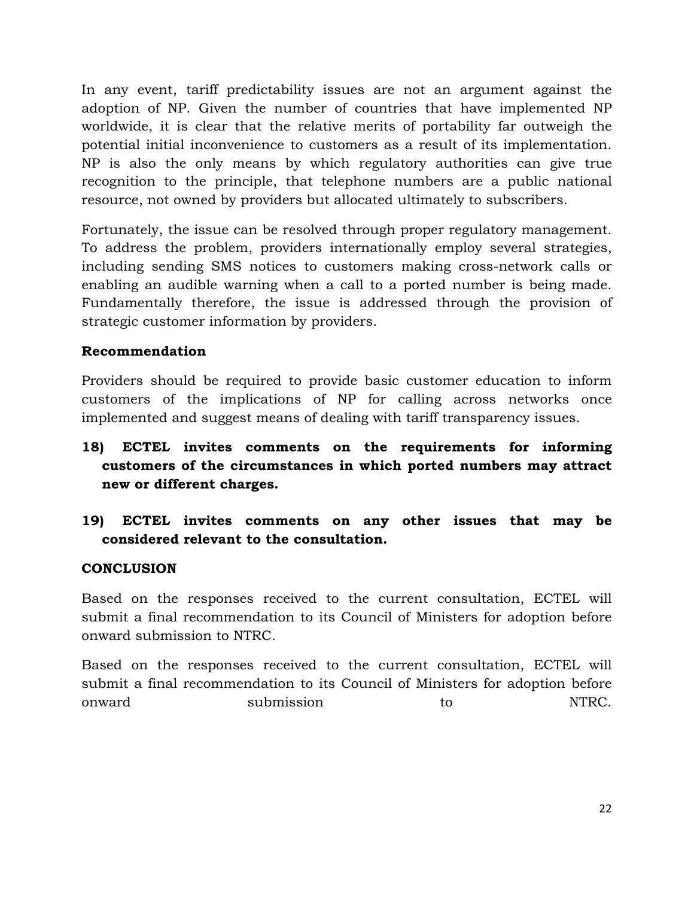In any event, tariff predictability issues are not an argument against the adoption of NP. Given the number of countries that have implemented NP worldwide, it is clear that the relative merits of portability far outweigh the potential initial inconvenience to customers as a result of its implementation. NP is also the only means by which regulatory authorities can give true recognition to the principle, that telephone numbers are a public national resource, not owned by providers but allocated ultimately to subscribers.

Fortunately, the issue can be resolved through proper regulatory management. To address the problem, providers internationally employ several strategies, including sending SMS notices to customers making cross-network calls or enabling an audible warning when a call to a ported number is being made. Fundamentally therefore, the issue is addressed through the provision of strategic customer information by providers.

**Recommendation**

Providers should be required to provide basic customer education to inform customers of the implications of NP for calling across networks once implemented and suggest means of dealing with tariff transparency issues.

**18) ECTEL invites comments on the requirements for informing customers of the circumstances in which ported numbers may attract new or different charges.**

**19) ECTEL invites comments on any other issues that may be considered relevant to the consultation.**

**CONCLUSION**

Based on the responses received to the current consultation, ECTEL will submit a final recommendation to its Council of Ministers for adoption before onward submission to NTRC.

Based on the responses received to the current consultation, ECTEL will submit a final recommendation to its Council of Ministers for adoption before onward submission to NTRC.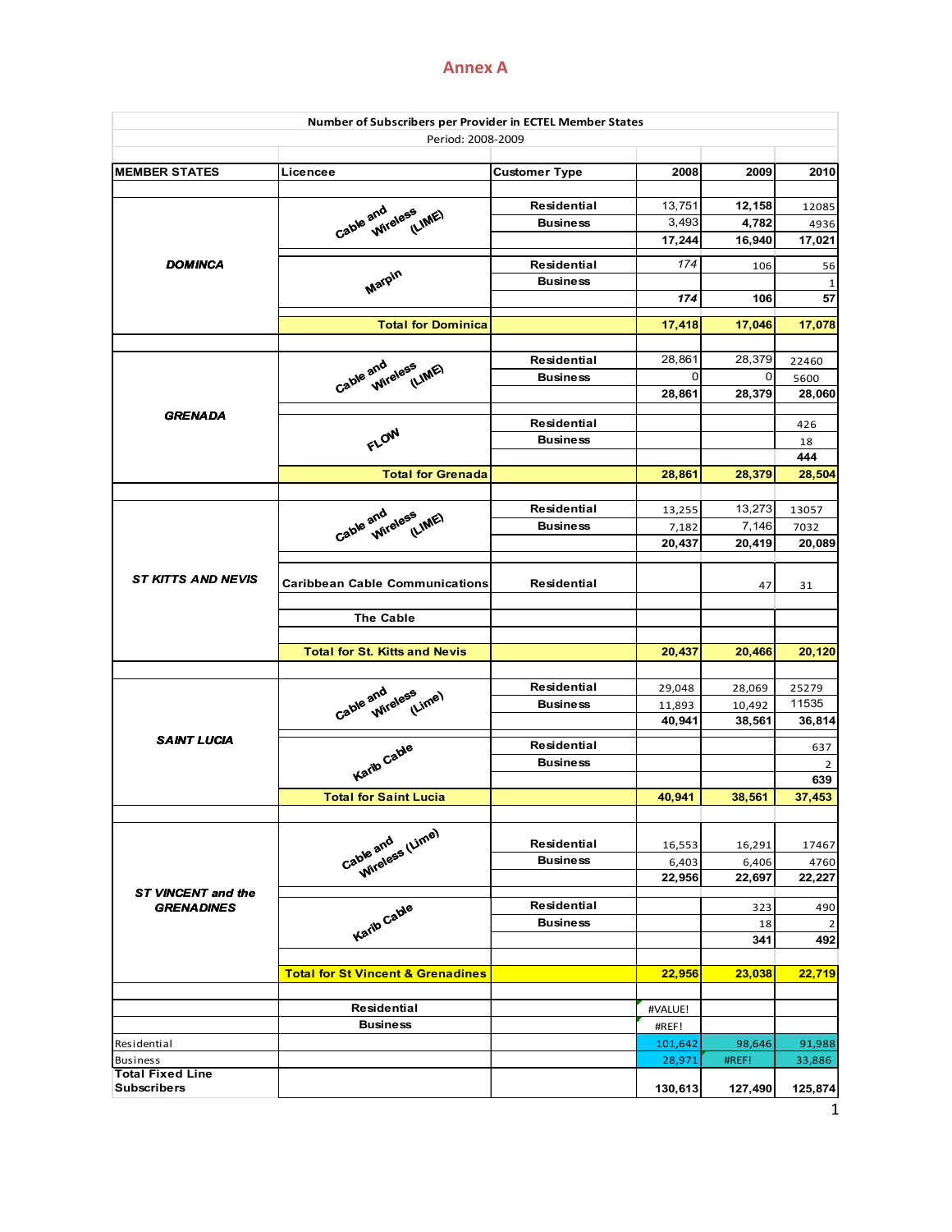## Annex A

| Number of Subscribers per Provider in ECTEL Member States | | | | | |
|---|---|---|---|---|---|
| Period: 2008-2009 | | | | | |
| **MEMBER STATES** | **Licencee** | **Customer Type** | **2008** | **2009** | **2010** |
| ***DOMINCA*** | Cable and Wireless (LIME) | **Residential** | 13,751 | **12,158** | 12085 |
| | | **Business** | 3,493 | **4,782** | 4936 |
| | | | **17,244** | **16,940** | **17,021** |
| | Marpin | **Residential** | *174* | 106 | 56 |
| | | **Business** | | | 1 |
| | | | ***174*** | **106** | **57** |
| | **Total for Dominica** | | **17,418** | **17,046** | **17,078** |
| ***GRENADA*** | Cable and Wireless (LIME) | **Residential** | 28,861 | 28,379 | 22460 |
| | | **Business** | 0 | 0 | 5600 |
| | | | **28,861** | **28,379** | **28,060** |
| | FLOW | **Residential** | | | 426 |
| | | **Business** | | | 18 |
| | | | | | **444** |
| | **Total for Grenada** | | **28,861** | **28,379** | **28,504** |
| ***ST KITTS AND NEVIS*** | Cable and Wireless (LIME) | **Residential** | 13,255 | 13,273 | 13057 |
| | | **Business** | 7,182 | 7,146 | 7032 |
| | | | **20,437** | **20,419** | **20,089** |
| | **Caribbean Cable Communications** | **Residential** | | 47 | 31 |
| | **The Cable** | | | | |
| | **Total for St. Kitts and Nevis** | | **20,437** | **20,466** | **20,120** |
| ***SAINT LUCIA*** | Cable and Wireless (Lime) | **Residential** | 29,048 | 28,069 | 25279 |
| | | **Business** | 11,893 | 10,492 | 11535 |
| | | | **40,941** | **38,561** | **36,814** |
| | Karib Cable | **Residential** | | | 637 |
| | | **Business** | | | 2 |
| | | | | | **639** |
| | **Total for Saint Lucia** | | **40,941** | **38,561** | **37,453** |
| ***ST VINCENT and the GRENADINES*** | Cable and Wireless (Lime) | **Residential** | 16,553 | 16,291 | 17467 |
| | | **Business** | 6,403 | 6,406 | 4760 |
| | | | **22,956** | **22,697** | **22,227** |
| | Karib Cable | **Residential** | | 323 | 490 |
| | | **Business** | | 18 | 2 |
| | | | | **341** | **492** |
| | **Total for St Vincent & Grenadines** | | **22,956** | **23,038** | **22,719** |
| | **Residential** | | #VALUE! | | |
| | **Business** | | #REF! | | |
| Residential | | | 101,642 | 98,646 | 91,988 |
| Business | | | 28,971 | #REF! | 33,886 |
| **Total Fixed Line Subscribers** | | | **130,613** | **127,490** | **125,874** |